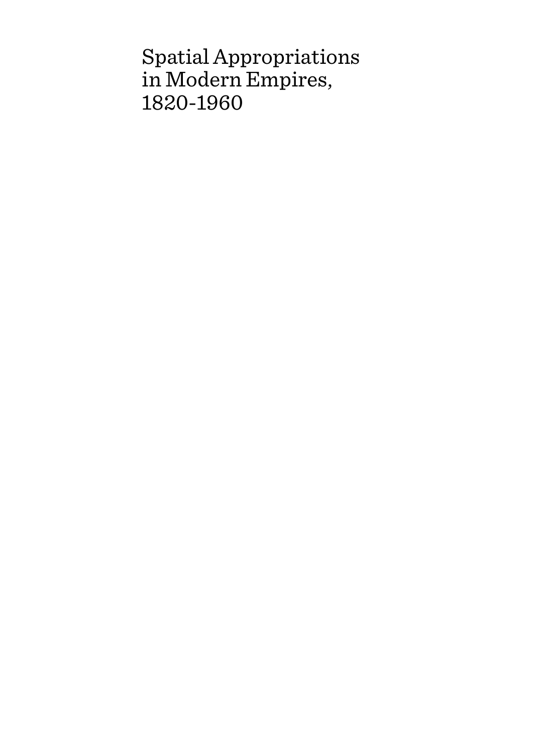# Spatial Appropriations in Modern Empires, 1820-1960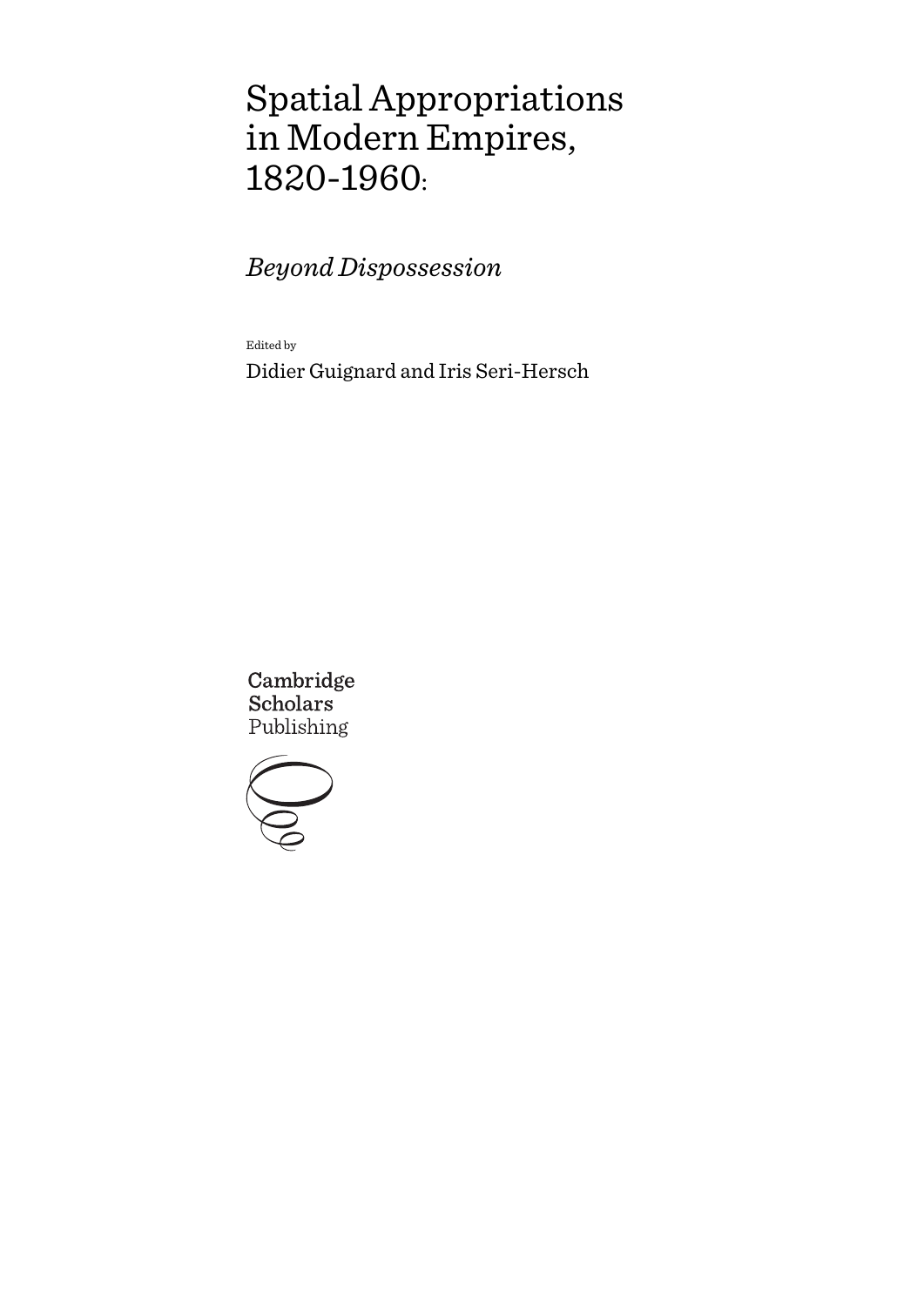# Spatial Appropriations in Modern Empires, 1820-1960:

## *Beyond Dispossession*

Edited by

Didier Guignard and Iris Seri-Hersch

Cambridge Scholars Publishing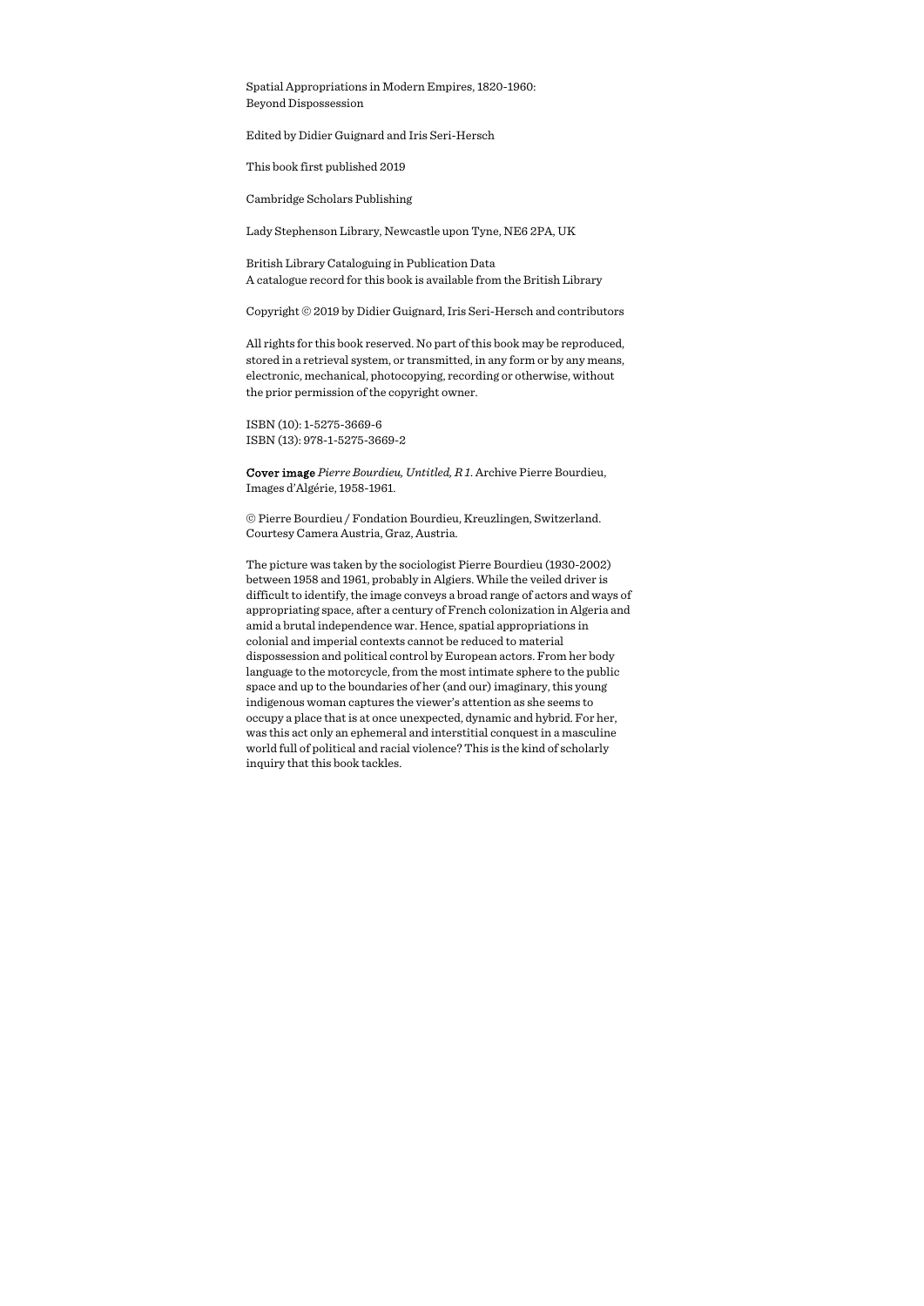Spatial Appropriations in Modern Empires, 1820-1960:
Beyond Dispossession

Edited by Didier Guignard and Iris Seri-Hersch

This book first published 2019

Cambridge Scholars Publishing

Lady Stephenson Library, Newcastle upon Tyne, NE6 2PA, UK

British Library Cataloguing in Publication Data
A catalogue record for this book is available from the British Library

Copyright © 2019 by Didier Guignard, Iris Seri-Hersch and contributors

All rights for this book reserved. No part of this book may be reproduced, stored in a retrieval system, or transmitted, in any form or by any means, electronic, mechanical, photocopying, recording or otherwise, without the prior permission of the copyright owner.

ISBN (10): 1-5275-3669-6
ISBN (13): 978-1-5275-3669-2

**Cover image** *Pierre Bourdieu, Untitled, R 1.* Archive Pierre Bourdieu, Images d'Algérie, 1958-1961.

© Pierre Bourdieu / Fondation Bourdieu, Kreuzlingen, Switzerland. Courtesy Camera Austria, Graz, Austria.

The picture was taken by the sociologist Pierre Bourdieu (1930-2002) between 1958 and 1961, probably in Algiers. While the veiled driver is difficult to identify, the image conveys a broad range of actors and ways of appropriating space, after a century of French colonization in Algeria and amid a brutal independence war. Hence, spatial appropriations in colonial and imperial contexts cannot be reduced to material dispossession and political control by European actors. From her body language to the motorcycle, from the most intimate sphere to the public space and up to the boundaries of her (and our) imaginary, this young indigenous woman captures the viewer's attention as she seems to occupy a place that is at once unexpected, dynamic and hybrid. For her, was this act only an ephemeral and interstitial conquest in a masculine world full of political and racial violence? This is the kind of scholarly inquiry that this book tackles.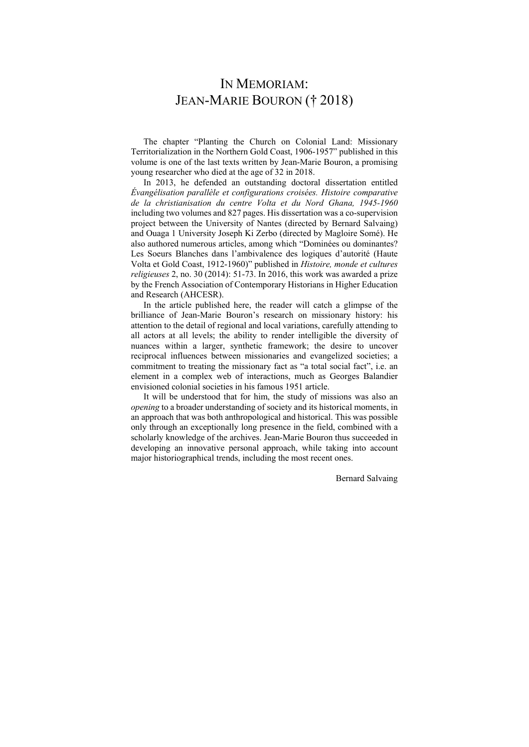# In Memoriam: Jean-Marie Bouron († 2018)

The chapter "Planting the Church on Colonial Land: Missionary Territorialization in the Northern Gold Coast, 1906-1957" published in this volume is one of the last texts written by Jean-Marie Bouron, a promising young researcher who died at the age of 32 in 2018.

In 2013, he defended an outstanding doctoral dissertation entitled *Évangélisation parallèle et configurations croisées. Histoire comparative de la christianisation du centre Volta et du Nord Ghana, 1945-1960* including two volumes and 827 pages. His dissertation was a co-supervision project between the University of Nantes (directed by Bernard Salvaing) and Ouaga 1 University Joseph Ki Zerbo (directed by Magloire Somé). He also authored numerous articles, among which "Dominées ou dominantes? Les Soeurs Blanches dans l'ambivalence des logiques d'autorité (Haute Volta et Gold Coast, 1912-1960)" published in *Histoire, monde et cultures religieuses* 2, no. 30 (2014): 51-73. In 2016, this work was awarded a prize by the French Association of Contemporary Historians in Higher Education and Research (AHCESR).

In the article published here, the reader will catch a glimpse of the brilliance of Jean-Marie Bouron's research on missionary history: his attention to the detail of regional and local variations, carefully attending to all actors at all levels; the ability to render intelligible the diversity of nuances within a larger, synthetic framework; the desire to uncover reciprocal influences between missionaries and evangelized societies; a commitment to treating the missionary fact as "a total social fact", i.e. an element in a complex web of interactions, much as Georges Balandier envisioned colonial societies in his famous 1951 article.

It will be understood that for him, the study of missions was also an *opening* to a broader understanding of society and its historical moments, in an approach that was both anthropological and historical. This was possible only through an exceptionally long presence in the field, combined with a scholarly knowledge of the archives. Jean-Marie Bouron thus succeeded in developing an innovative personal approach, while taking into account major historiographical trends, including the most recent ones.

Bernard Salvaing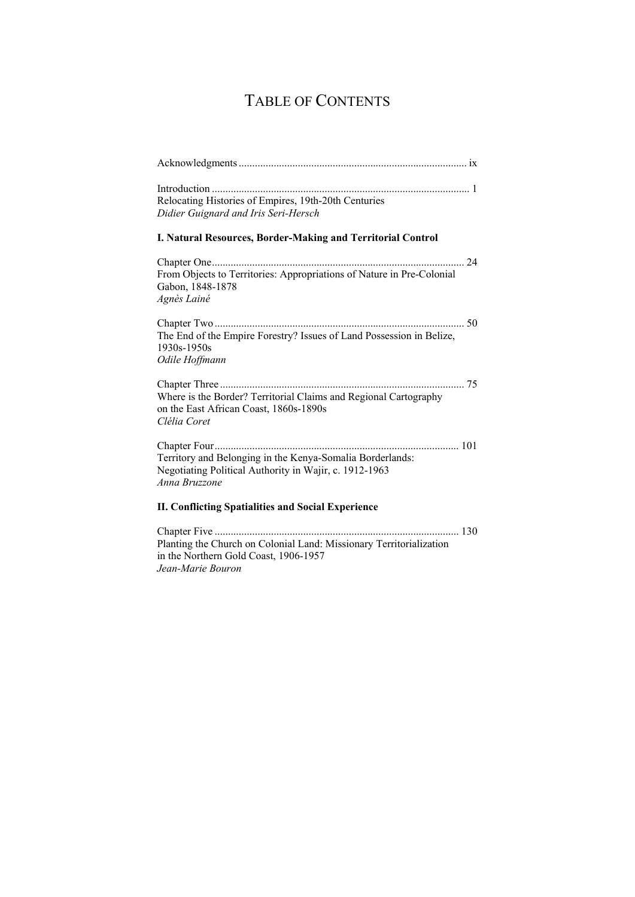# Table of Contents

Acknowledgments .................................................................................... ix

Introduction ............................................................................................... 1
Relocating Histories of Empires, 19th-20th Centuries
*Didier Guignard and Iris Seri-Hersch*

**I. Natural Resources, Border-Making and Territorial Control**

Chapter One............................................................................................. 24
From Objects to Territories: Appropriations of Nature in Pre-Colonial Gabon, 1848-1878
*Agnès Lainé*

Chapter Two ............................................................................................ 50
The End of the Empire Forestry? Issues of Land Possession in Belize, 1930s-1950s
*Odile Hoffmann*

Chapter Three .......................................................................................... 75
Where is the Border? Territorial Claims and Regional Cartography on the East African Coast, 1860s-1890s
*Clélia Coret*

Chapter Four.......................................................................................... 101
Territory and Belonging in the Kenya-Somalia Borderlands: Negotiating Political Authority in Wajir, c. 1912-1963
*Anna Bruzzone*

**II. Conflicting Spatialities and Social Experience**

Chapter Five .......................................................................................... 130
Planting the Church on Colonial Land: Missionary Territorialization in the Northern Gold Coast, 1906-1957
*Jean-Marie Bouron*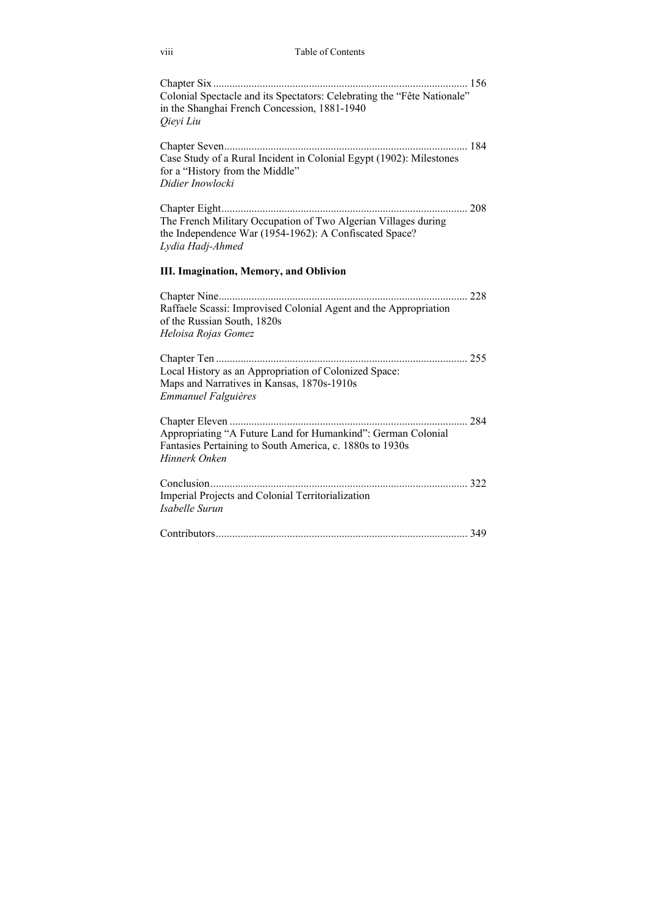Chapter Six ............................................................................................ 156
Colonial Spectacle and its Spectators: Celebrating the "Fête Nationale" in the Shanghai French Concession, 1881-1940
*Qieyi Liu*

Chapter Seven........................................................................................ 184
Case Study of a Rural Incident in Colonial Egypt (1902): Milestones for a "History from the Middle"
*Didier Inowlocki*

Chapter Eight.......................................................................................... 208
The French Military Occupation of Two Algerian Villages during the Independence War (1954-1962): A Confiscated Space?
*Lydia Hadj-Ahmed*

**III. Imagination, Memory, and Oblivion**

Chapter Nine........................................................................................... 228
Raffaele Scassi: Improvised Colonial Agent and the Appropriation of the Russian South, 1820s
*Heloisa Rojas Gomez*

Chapter Ten ............................................................................................ 255
Local History as an Appropriation of Colonized Space: Maps and Narratives in Kansas, 1870s-1910s
*Emmanuel Falguières*

Chapter Eleven ....................................................................................... 284
Appropriating "A Future Land for Humankind": German Colonial Fantasies Pertaining to South America, c. 1880s to 1930s
*Hinnerk Onken*

Conclusion.............................................................................................. 322
Imperial Projects and Colonial Territorialization
*Isabelle Surun*

Contributors............................................................................................ 349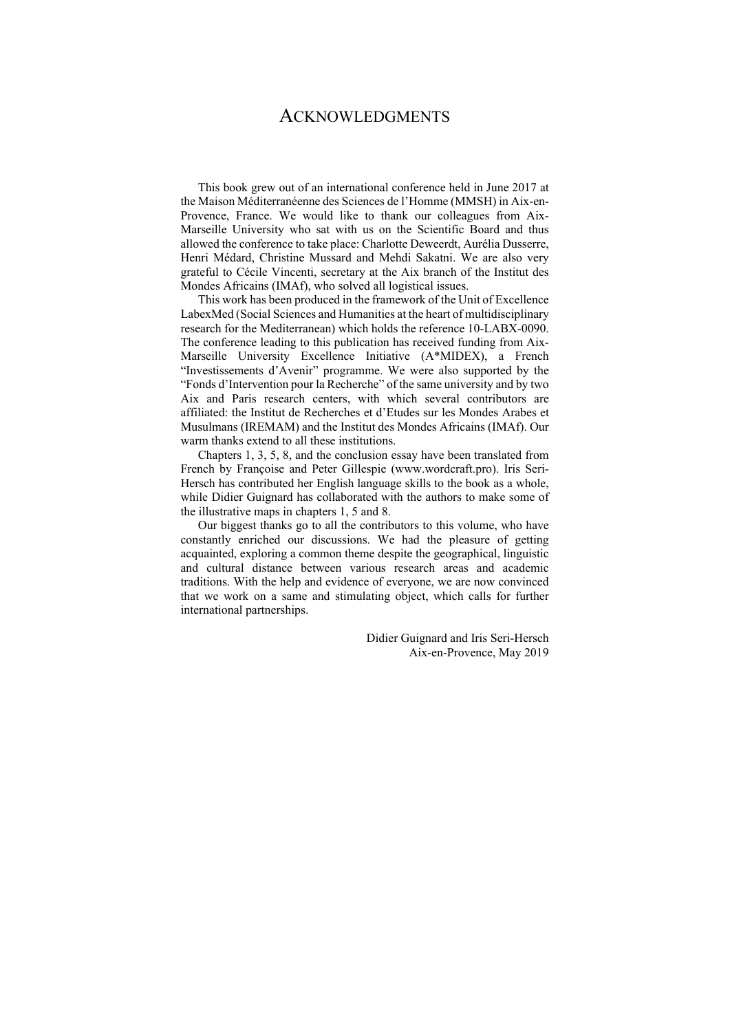# ACKNOWLEDGMENTS

This book grew out of an international conference held in June 2017 at the Maison Méditerranéenne des Sciences de l'Homme (MMSH) in Aix-en-Provence, France. We would like to thank our colleagues from Aix-Marseille University who sat with us on the Scientific Board and thus allowed the conference to take place: Charlotte Deweerdt, Aurélia Dusserre, Henri Médard, Christine Mussard and Mehdi Sakatni. We are also very grateful to Cécile Vincenti, secretary at the Aix branch of the Institut des Mondes Africains (IMAf), who solved all logistical issues.

This work has been produced in the framework of the Unit of Excellence LabexMed (Social Sciences and Humanities at the heart of multidisciplinary research for the Mediterranean) which holds the reference 10-LABX-0090. The conference leading to this publication has received funding from Aix-Marseille University Excellence Initiative (A*MIDEX), a French "Investissements d'Avenir" programme. We were also supported by the "Fonds d'Intervention pour la Recherche" of the same university and by two Aix and Paris research centers, with which several contributors are affiliated: the Institut de Recherches et d'Etudes sur les Mondes Arabes et Musulmans (IREMAM) and the Institut des Mondes Africains (IMAf). Our warm thanks extend to all these institutions.

Chapters 1, 3, 5, 8, and the conclusion essay have been translated from French by Françoise and Peter Gillespie (www.wordcraft.pro). Iris Seri-Hersch has contributed her English language skills to the book as a whole, while Didier Guignard has collaborated with the authors to make some of the illustrative maps in chapters 1, 5 and 8.

Our biggest thanks go to all the contributors to this volume, who have constantly enriched our discussions. We had the pleasure of getting acquainted, exploring a common theme despite the geographical, linguistic and cultural distance between various research areas and academic traditions. With the help and evidence of everyone, we are now convinced that we work on a same and stimulating object, which calls for further international partnerships.

Didier Guignard and Iris Seri-Hersch
Aix-en-Provence, May 2019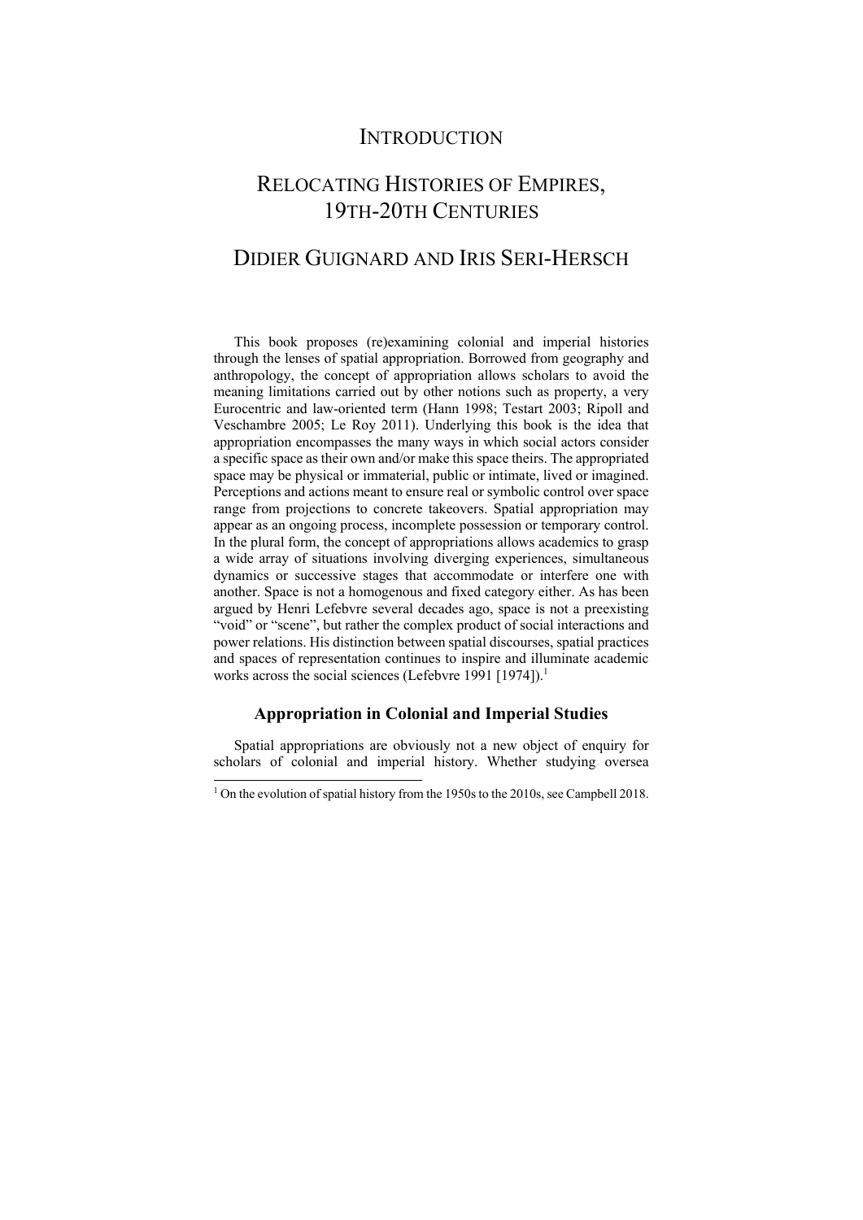# INTRODUCTION

# RELOCATING HISTORIES OF EMPIRES, 19TH-20TH CENTURIES

## DIDIER GUIGNARD AND IRIS SERI-HERSCH

This book proposes (re)examining colonial and imperial histories through the lenses of spatial appropriation. Borrowed from geography and anthropology, the concept of appropriation allows scholars to avoid the meaning limitations carried out by other notions such as property, a very Eurocentric and law-oriented term (Hann 1998; Testart 2003; Ripoll and Veschambre 2005; Le Roy 2011). Underlying this book is the idea that appropriation encompasses the many ways in which social actors consider a specific space as their own and/or make this space theirs. The appropriated space may be physical or immaterial, public or intimate, lived or imagined. Perceptions and actions meant to ensure real or symbolic control over space range from projections to concrete takeovers. Spatial appropriation may appear as an ongoing process, incomplete possession or temporary control. In the plural form, the concept of appropriations allows academics to grasp a wide array of situations involving diverging experiences, simultaneous dynamics or successive stages that accommodate or interfere one with another. Space is not a homogenous and fixed category either. As has been argued by Henri Lefebvre several decades ago, space is not a preexisting "void" or "scene", but rather the complex product of social interactions and power relations. His distinction between spatial discourses, spatial practices and spaces of representation continues to inspire and illuminate academic works across the social sciences (Lefebvre 1991 [1974]).[1]

### Appropriation in Colonial and Imperial Studies

Spatial appropriations are obviously not a new object of enquiry for scholars of colonial and imperial history. Whether studying oversea

[1] On the evolution of spatial history from the 1950s to the 2010s, see Campbell 2018.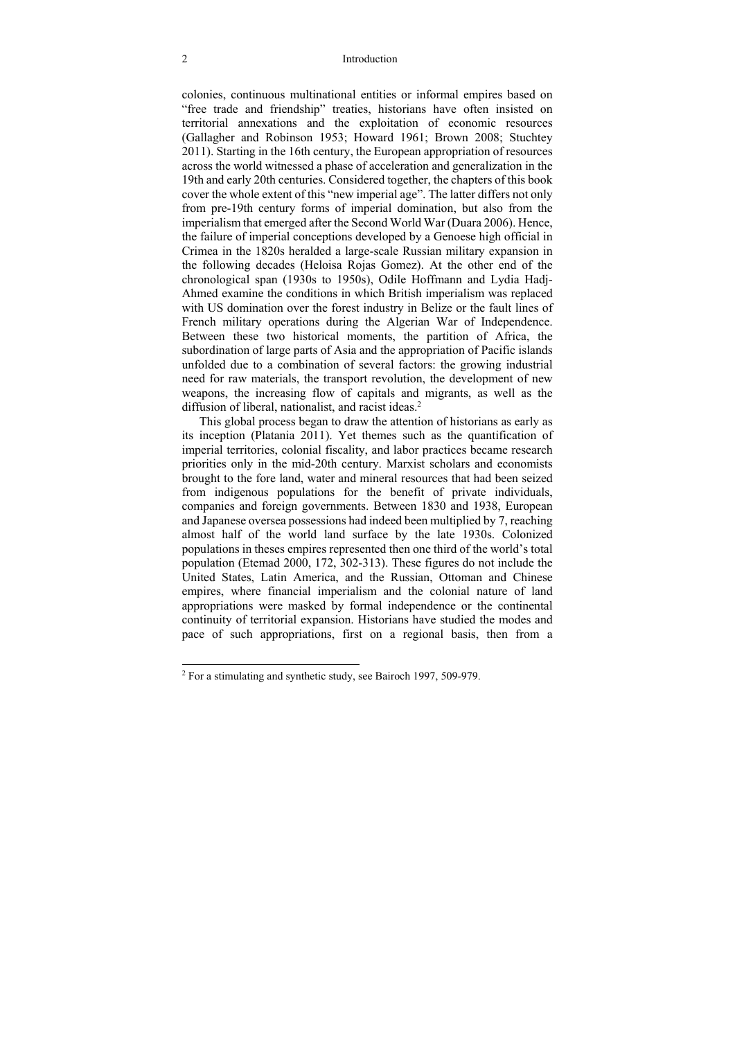colonies, continuous multinational entities or informal empires based on "free trade and friendship" treaties, historians have often insisted on territorial annexations and the exploitation of economic resources (Gallagher and Robinson 1953; Howard 1961; Brown 2008; Stuchtey 2011). Starting in the 16th century, the European appropriation of resources across the world witnessed a phase of acceleration and generalization in the 19th and early 20th centuries. Considered together, the chapters of this book cover the whole extent of this "new imperial age". The latter differs not only from pre-19th century forms of imperial domination, but also from the imperialism that emerged after the Second World War (Duara 2006). Hence, the failure of imperial conceptions developed by a Genoese high official in Crimea in the 1820s heralded a large-scale Russian military expansion in the following decades (Heloisa Rojas Gomez). At the other end of the chronological span (1930s to 1950s), Odile Hoffmann and Lydia Hadj-Ahmed examine the conditions in which British imperialism was replaced with US domination over the forest industry in Belize or the fault lines of French military operations during the Algerian War of Independence. Between these two historical moments, the partition of Africa, the subordination of large parts of Asia and the appropriation of Pacific islands unfolded due to a combination of several factors: the growing industrial need for raw materials, the transport revolution, the development of new weapons, the increasing flow of capitals and migrants, as well as the diffusion of liberal, nationalist, and racist ideas.[2]

This global process began to draw the attention of historians as early as its inception (Platania 2011). Yet themes such as the quantification of imperial territories, colonial fiscality, and labor practices became research priorities only in the mid-20th century. Marxist scholars and economists brought to the fore land, water and mineral resources that had been seized from indigenous populations for the benefit of private individuals, companies and foreign governments. Between 1830 and 1938, European and Japanese oversea possessions had indeed been multiplied by 7, reaching almost half of the world land surface by the late 1930s. Colonized populations in theses empires represented then one third of the world's total population (Etemad 2000, 172, 302-313). These figures do not include the United States, Latin America, and the Russian, Ottoman and Chinese empires, where financial imperialism and the colonial nature of land appropriations were masked by formal independence or the continental continuity of territorial expansion. Historians have studied the modes and pace of such appropriations, first on a regional basis, then from a

[2] For a stimulating and synthetic study, see Bairoch 1997, 509-979.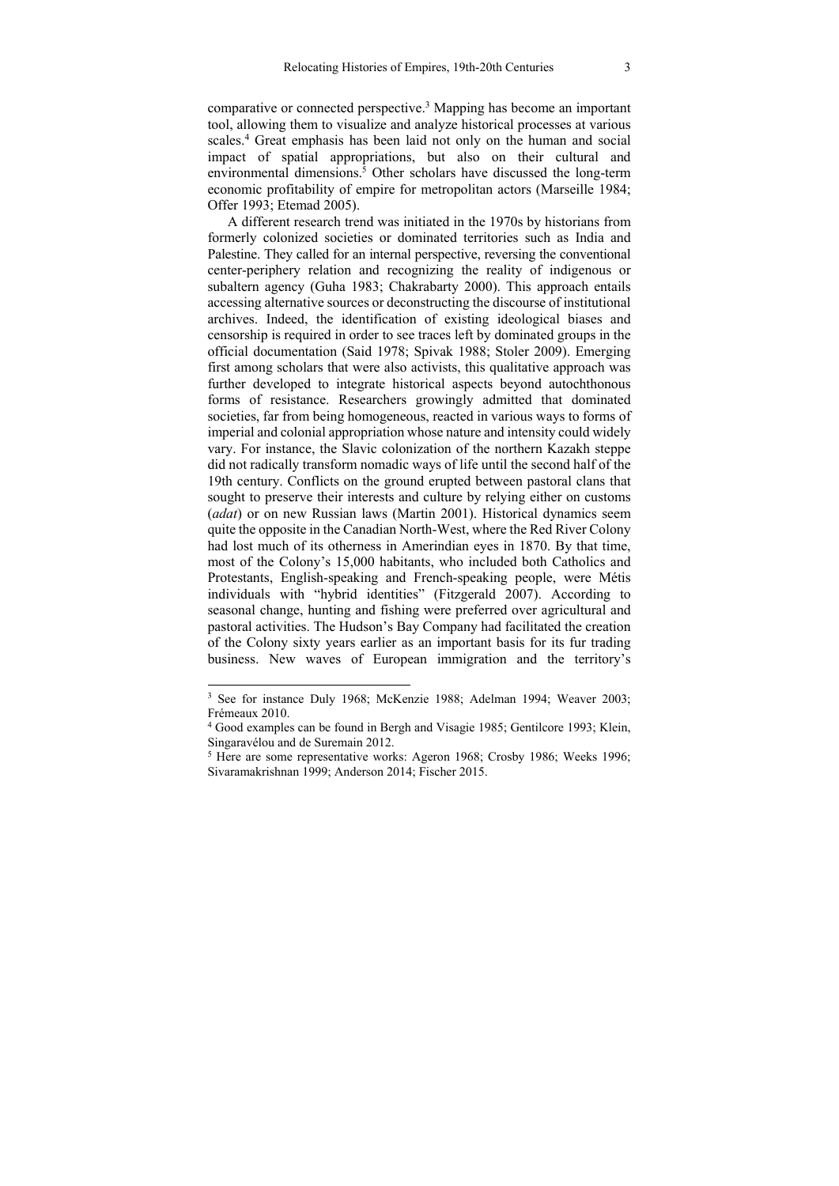comparative or connected perspective.[3] Mapping has become an important tool, allowing them to visualize and analyze historical processes at various scales.[4] Great emphasis has been laid not only on the human and social impact of spatial appropriations, but also on their cultural and environmental dimensions.[5] Other scholars have discussed the long-term economic profitability of empire for metropolitan actors (Marseille 1984; Offer 1993; Etemad 2005).

A different research trend was initiated in the 1970s by historians from formerly colonized societies or dominated territories such as India and Palestine. They called for an internal perspective, reversing the conventional center-periphery relation and recognizing the reality of indigenous or subaltern agency (Guha 1983; Chakrabarty 2000). This approach entails accessing alternative sources or deconstructing the discourse of institutional archives. Indeed, the identification of existing ideological biases and censorship is required in order to see traces left by dominated groups in the official documentation (Said 1978; Spivak 1988; Stoler 2009). Emerging first among scholars that were also activists, this qualitative approach was further developed to integrate historical aspects beyond autochthonous forms of resistance. Researchers growingly admitted that dominated societies, far from being homogeneous, reacted in various ways to forms of imperial and colonial appropriation whose nature and intensity could widely vary. For instance, the Slavic colonization of the northern Kazakh steppe did not radically transform nomadic ways of life until the second half of the 19th century. Conflicts on the ground erupted between pastoral clans that sought to preserve their interests and culture by relying either on customs (*adat*) or on new Russian laws (Martin 2001). Historical dynamics seem quite the opposite in the Canadian North-West, where the Red River Colony had lost much of its otherness in Amerindian eyes in 1870. By that time, most of the Colony's 15,000 habitants, who included both Catholics and Protestants, English-speaking and French-speaking people, were Métis individuals with "hybrid identities" (Fitzgerald 2007). According to seasonal change, hunting and fishing were preferred over agricultural and pastoral activities. The Hudson's Bay Company had facilitated the creation of the Colony sixty years earlier as an important basis for its fur trading business. New waves of European immigration and the territory's

---

[3] See for instance Duly 1968; McKenzie 1988; Adelman 1994; Weaver 2003; Frémeaux 2010.

[4] Good examples can be found in Bergh and Visagie 1985; Gentilcore 1993; Klein, Singaravélou and de Suremain 2012.

[5] Here are some representative works: Ageron 1968; Crosby 1986; Weeks 1996; Sivaramakrishnan 1999; Anderson 2014; Fischer 2015.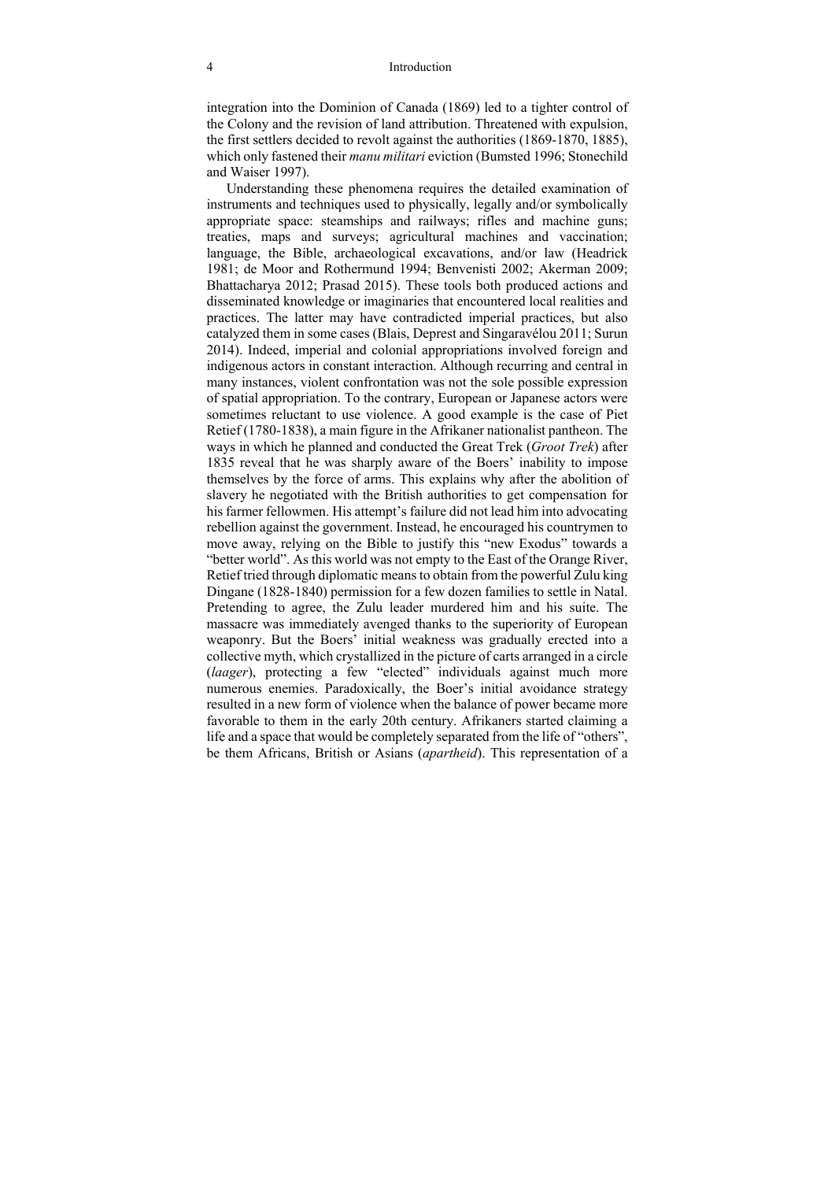integration into the Dominion of Canada (1869) led to a tighter control of the Colony and the revision of land attribution. Threatened with expulsion, the first settlers decided to revolt against the authorities (1869-1870, 1885), which only fastened their *manu militari* eviction (Bumsted 1996; Stonechild and Waiser 1997).

Understanding these phenomena requires the detailed examination of instruments and techniques used to physically, legally and/or symbolically appropriate space: steamships and railways; rifles and machine guns; treaties, maps and surveys; agricultural machines and vaccination; language, the Bible, archaeological excavations, and/or law (Headrick 1981; de Moor and Rothermund 1994; Benvenisti 2002; Akerman 2009; Bhattacharya 2012; Prasad 2015). These tools both produced actions and disseminated knowledge or imaginaries that encountered local realities and practices. The latter may have contradicted imperial practices, but also catalyzed them in some cases (Blais, Deprest and Singaravélou 2011; Surun 2014). Indeed, imperial and colonial appropriations involved foreign and indigenous actors in constant interaction. Although recurring and central in many instances, violent confrontation was not the sole possible expression of spatial appropriation. To the contrary, European or Japanese actors were sometimes reluctant to use violence. A good example is the case of Piet Retief (1780-1838), a main figure in the Afrikaner nationalist pantheon. The ways in which he planned and conducted the Great Trek (*Groot Trek*) after 1835 reveal that he was sharply aware of the Boers' inability to impose themselves by the force of arms. This explains why after the abolition of slavery he negotiated with the British authorities to get compensation for his farmer fellowmen. His attempt's failure did not lead him into advocating rebellion against the government. Instead, he encouraged his countrymen to move away, relying on the Bible to justify this "new Exodus" towards a "better world". As this world was not empty to the East of the Orange River, Retief tried through diplomatic means to obtain from the powerful Zulu king Dingane (1828-1840) permission for a few dozen families to settle in Natal. Pretending to agree, the Zulu leader murdered him and his suite. The massacre was immediately avenged thanks to the superiority of European weaponry. But the Boers' initial weakness was gradually erected into a collective myth, which crystallized in the picture of carts arranged in a circle (*laager*), protecting a few "elected" individuals against much more numerous enemies. Paradoxically, the Boer's initial avoidance strategy resulted in a new form of violence when the balance of power became more favorable to them in the early 20th century. Afrikaners started claiming a life and a space that would be completely separated from the life of "others", be them Africans, British or Asians (*apartheid*). This representation of a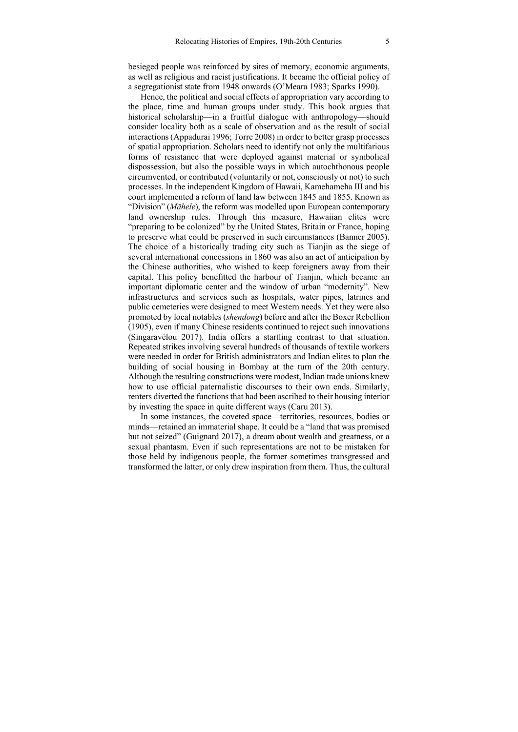besieged people was reinforced by sites of memory, economic arguments, as well as religious and racist justifications. It became the official policy of a segregationist state from 1948 onwards (O'Meara 1983; Sparks 1990).

Hence, the political and social effects of appropriation vary according to the place, time and human groups under study. This book argues that historical scholarship—in a fruitful dialogue with anthropology—should consider locality both as a scale of observation and as the result of social interactions (Appadurai 1996; Torre 2008) in order to better grasp processes of spatial appropriation. Scholars need to identify not only the multifarious forms of resistance that were deployed against material or symbolical dispossession, but also the possible ways in which autochthonous people circumvented, or contributed (voluntarily or not, consciously or not) to such processes. In the independent Kingdom of Hawaii, Kamehameha III and his court implemented a reform of land law between 1845 and 1855. Known as "Division" (*Māhele*), the reform was modelled upon European contemporary land ownership rules. Through this measure, Hawaiian elites were "preparing to be colonized" by the United States, Britain or France, hoping to preserve what could be preserved in such circumstances (Banner 2005). The choice of a historically trading city such as Tianjin as the siege of several international concessions in 1860 was also an act of anticipation by the Chinese authorities, who wished to keep foreigners away from their capital. This policy benefitted the harbour of Tianjin, which became an important diplomatic center and the window of urban "modernity". New infrastructures and services such as hospitals, water pipes, latrines and public cemeteries were designed to meet Western needs. Yet they were also promoted by local notables (*shendong*) before and after the Boxer Rebellion (1905), even if many Chinese residents continued to reject such innovations (Singaravélou 2017). India offers a startling contrast to that situation. Repeated strikes involving several hundreds of thousands of textile workers were needed in order for British administrators and Indian elites to plan the building of social housing in Bombay at the turn of the 20th century. Although the resulting constructions were modest, Indian trade unions knew how to use official paternalistic discourses to their own ends. Similarly, renters diverted the functions that had been ascribed to their housing interior by investing the space in quite different ways (Caru 2013).

In some instances, the coveted space—territories, resources, bodies or minds—retained an immaterial shape. It could be a "land that was promised but not seized" (Guignard 2017), a dream about wealth and greatness, or a sexual phantasm. Even if such representations are not to be mistaken for those held by indigenous people, the former sometimes transgressed and transformed the latter, or only drew inspiration from them. Thus, the cultural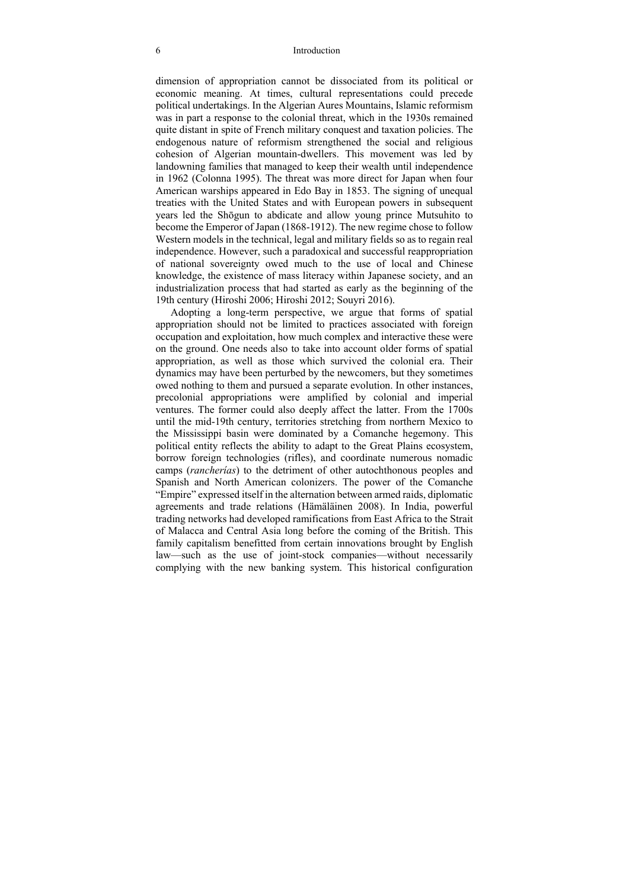dimension of appropriation cannot be dissociated from its political or economic meaning. At times, cultural representations could precede political undertakings. In the Algerian Aures Mountains, Islamic reformism was in part a response to the colonial threat, which in the 1930s remained quite distant in spite of French military conquest and taxation policies. The endogenous nature of reformism strengthened the social and religious cohesion of Algerian mountain-dwellers. This movement was led by landowning families that managed to keep their wealth until independence in 1962 (Colonna 1995). The threat was more direct for Japan when four American warships appeared in Edo Bay in 1853. The signing of unequal treaties with the United States and with European powers in subsequent years led the Shōgun to abdicate and allow young prince Mutsuhito to become the Emperor of Japan (1868-1912). The new regime chose to follow Western models in the technical, legal and military fields so as to regain real independence. However, such a paradoxical and successful reappropriation of national sovereignty owed much to the use of local and Chinese knowledge, the existence of mass literacy within Japanese society, and an industrialization process that had started as early as the beginning of the 19th century (Hiroshi 2006; Hiroshi 2012; Souyri 2016).

Adopting a long-term perspective, we argue that forms of spatial appropriation should not be limited to practices associated with foreign occupation and exploitation, how much complex and interactive these were on the ground. One needs also to take into account older forms of spatial appropriation, as well as those which survived the colonial era. Their dynamics may have been perturbed by the newcomers, but they sometimes owed nothing to them and pursued a separate evolution. In other instances, precolonial appropriations were amplified by colonial and imperial ventures. The former could also deeply affect the latter. From the 1700s until the mid-19th century, territories stretching from northern Mexico to the Mississippi basin were dominated by a Comanche hegemony. This political entity reflects the ability to adapt to the Great Plains ecosystem, borrow foreign technologies (rifles), and coordinate numerous nomadic camps (*rancherías*) to the detriment of other autochthonous peoples and Spanish and North American colonizers. The power of the Comanche "Empire" expressed itself in the alternation between armed raids, diplomatic agreements and trade relations (Hämäläinen 2008). In India, powerful trading networks had developed ramifications from East Africa to the Strait of Malacca and Central Asia long before the coming of the British. This family capitalism benefitted from certain innovations brought by English law—such as the use of joint-stock companies—without necessarily complying with the new banking system. This historical configuration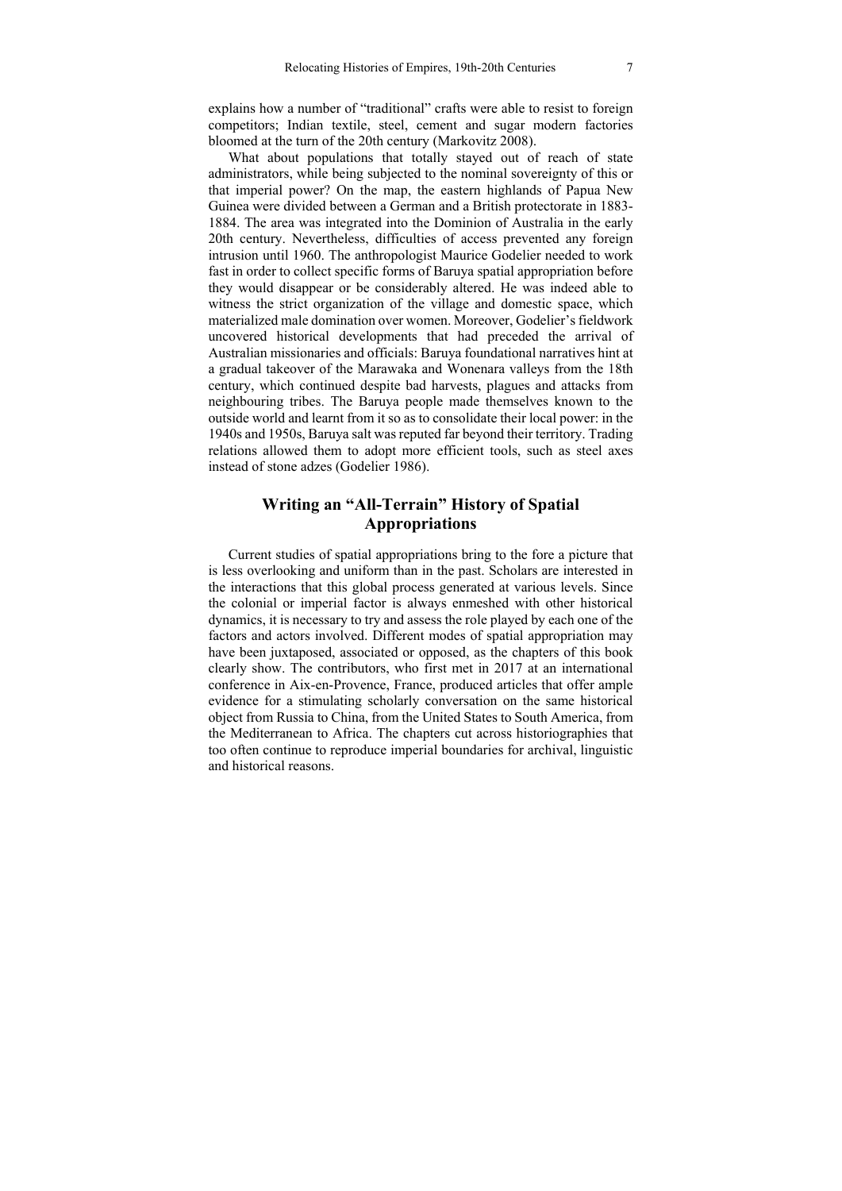explains how a number of "traditional" crafts were able to resist to foreign competitors; Indian textile, steel, cement and sugar modern factories bloomed at the turn of the 20th century (Markovitz 2008).

What about populations that totally stayed out of reach of state administrators, while being subjected to the nominal sovereignty of this or that imperial power? On the map, the eastern highlands of Papua New Guinea were divided between a German and a British protectorate in 1883-1884. The area was integrated into the Dominion of Australia in the early 20th century. Nevertheless, difficulties of access prevented any foreign intrusion until 1960. The anthropologist Maurice Godelier needed to work fast in order to collect specific forms of Baruya spatial appropriation before they would disappear or be considerably altered. He was indeed able to witness the strict organization of the village and domestic space, which materialized male domination over women. Moreover, Godelier's fieldwork uncovered historical developments that had preceded the arrival of Australian missionaries and officials: Baruya foundational narratives hint at a gradual takeover of the Marawaka and Wonenara valleys from the 18th century, which continued despite bad harvests, plagues and attacks from neighbouring tribes. The Baruya people made themselves known to the outside world and learnt from it so as to consolidate their local power: in the 1940s and 1950s, Baruya salt was reputed far beyond their territory. Trading relations allowed them to adopt more efficient tools, such as steel axes instead of stone adzes (Godelier 1986).

## Writing an "All-Terrain" History of Spatial Appropriations

Current studies of spatial appropriations bring to the fore a picture that is less overlooking and uniform than in the past. Scholars are interested in the interactions that this global process generated at various levels. Since the colonial or imperial factor is always enmeshed with other historical dynamics, it is necessary to try and assess the role played by each one of the factors and actors involved. Different modes of spatial appropriation may have been juxtaposed, associated or opposed, as the chapters of this book clearly show. The contributors, who first met in 2017 at an international conference in Aix-en-Provence, France, produced articles that offer ample evidence for a stimulating scholarly conversation on the same historical object from Russia to China, from the United States to South America, from the Mediterranean to Africa. The chapters cut across historiographies that too often continue to reproduce imperial boundaries for archival, linguistic and historical reasons.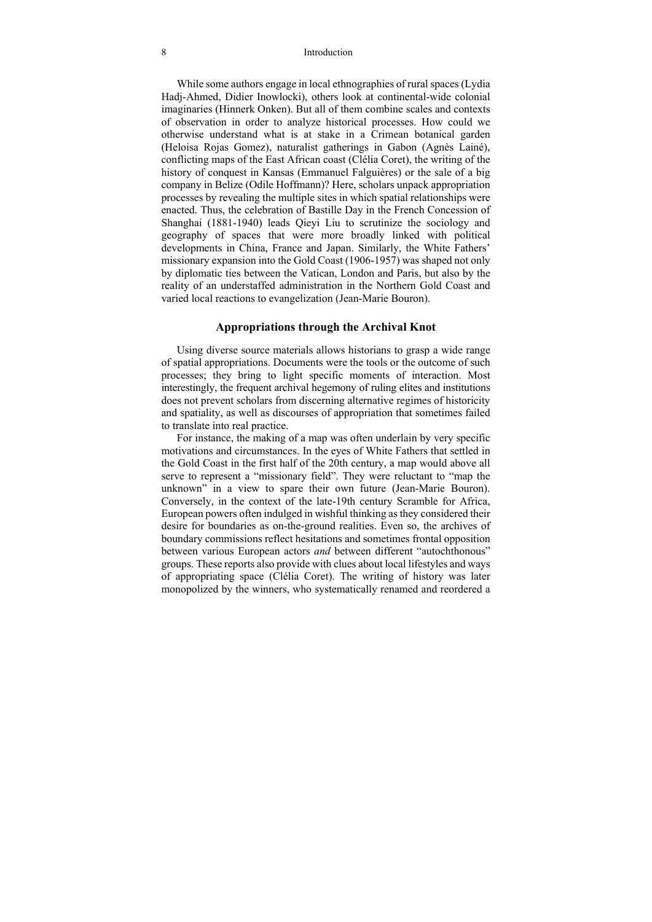While some authors engage in local ethnographies of rural spaces (Lydia Hadj-Ahmed, Didier Inowlocki), others look at continental-wide colonial imaginaries (Hinnerk Onken). But all of them combine scales and contexts of observation in order to analyze historical processes. How could we otherwise understand what is at stake in a Crimean botanical garden (Heloisa Rojas Gomez), naturalist gatherings in Gabon (Agnès Lainé), conflicting maps of the East African coast (Clélia Coret), the writing of the history of conquest in Kansas (Emmanuel Falguières) or the sale of a big company in Belize (Odile Hoffmann)? Here, scholars unpack appropriation processes by revealing the multiple sites in which spatial relationships were enacted. Thus, the celebration of Bastille Day in the French Concession of Shanghai (1881-1940) leads Qieyi Liu to scrutinize the sociology and geography of spaces that were more broadly linked with political developments in China, France and Japan. Similarly, the White Fathers' missionary expansion into the Gold Coast (1906-1957) was shaped not only by diplomatic ties between the Vatican, London and Paris, but also by the reality of an understaffed administration in the Northern Gold Coast and varied local reactions to evangelization (Jean-Marie Bouron).

## Appropriations through the Archival Knot

Using diverse source materials allows historians to grasp a wide range of spatial appropriations. Documents were the tools or the outcome of such processes; they bring to light specific moments of interaction. Most interestingly, the frequent archival hegemony of ruling elites and institutions does not prevent scholars from discerning alternative regimes of historicity and spatiality, as well as discourses of appropriation that sometimes failed to translate into real practice.

For instance, the making of a map was often underlain by very specific motivations and circumstances. In the eyes of White Fathers that settled in the Gold Coast in the first half of the 20th century, a map would above all serve to represent a "missionary field". They were reluctant to "map the unknown" in a view to spare their own future (Jean-Marie Bouron). Conversely, in the context of the late-19th century Scramble for Africa, European powers often indulged in wishful thinking as they considered their desire for boundaries as on-the-ground realities. Even so, the archives of boundary commissions reflect hesitations and sometimes frontal opposition between various European actors *and* between different "autochthonous" groups. These reports also provide with clues about local lifestyles and ways of appropriating space (Clélia Coret). The writing of history was later monopolized by the winners, who systematically renamed and reordered a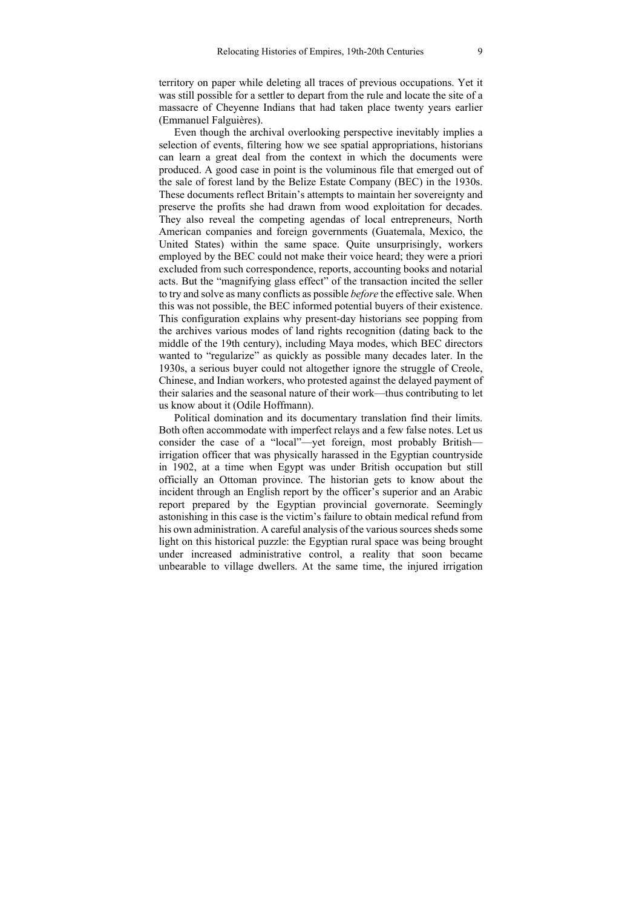territory on paper while deleting all traces of previous occupations. Yet it was still possible for a settler to depart from the rule and locate the site of a massacre of Cheyenne Indians that had taken place twenty years earlier (Emmanuel Falguières).

Even though the archival overlooking perspective inevitably implies a selection of events, filtering how we see spatial appropriations, historians can learn a great deal from the context in which the documents were produced. A good case in point is the voluminous file that emerged out of the sale of forest land by the Belize Estate Company (BEC) in the 1930s. These documents reflect Britain's attempts to maintain her sovereignty and preserve the profits she had drawn from wood exploitation for decades. They also reveal the competing agendas of local entrepreneurs, North American companies and foreign governments (Guatemala, Mexico, the United States) within the same space. Quite unsurprisingly, workers employed by the BEC could not make their voice heard; they were a priori excluded from such correspondence, reports, accounting books and notarial acts. But the "magnifying glass effect" of the transaction incited the seller to try and solve as many conflicts as possible *before* the effective sale. When this was not possible, the BEC informed potential buyers of their existence. This configuration explains why present-day historians see popping from the archives various modes of land rights recognition (dating back to the middle of the 19th century), including Maya modes, which BEC directors wanted to "regularize" as quickly as possible many decades later. In the 1930s, a serious buyer could not altogether ignore the struggle of Creole, Chinese, and Indian workers, who protested against the delayed payment of their salaries and the seasonal nature of their work—thus contributing to let us know about it (Odile Hoffmann).

Political domination and its documentary translation find their limits. Both often accommodate with imperfect relays and a few false notes. Let us consider the case of a "local"—yet foreign, most probably British—irrigation officer that was physically harassed in the Egyptian countryside in 1902, at a time when Egypt was under British occupation but still officially an Ottoman province. The historian gets to know about the incident through an English report by the officer's superior and an Arabic report prepared by the Egyptian provincial governorate. Seemingly astonishing in this case is the victim's failure to obtain medical refund from his own administration. A careful analysis of the various sources sheds some light on this historical puzzle: the Egyptian rural space was being brought under increased administrative control, a reality that soon became unbearable to village dwellers. At the same time, the injured irrigation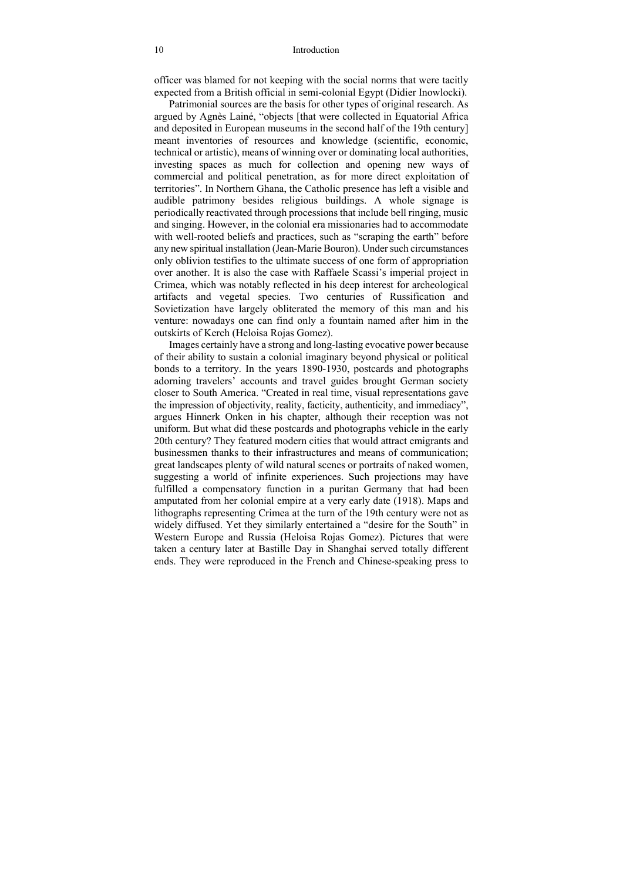officer was blamed for not keeping with the social norms that were tacitly expected from a British official in semi-colonial Egypt (Didier Inowlocki).

Patrimonial sources are the basis for other types of original research. As argued by Agnès Lainé, "objects [that were collected in Equatorial Africa and deposited in European museums in the second half of the 19th century] meant inventories of resources and knowledge (scientific, economic, technical or artistic), means of winning over or dominating local authorities, investing spaces as much for collection and opening new ways of commercial and political penetration, as for more direct exploitation of territories". In Northern Ghana, the Catholic presence has left a visible and audible patrimony besides religious buildings. A whole signage is periodically reactivated through processions that include bell ringing, music and singing. However, in the colonial era missionaries had to accommodate with well-rooted beliefs and practices, such as "scraping the earth" before any new spiritual installation (Jean-Marie Bouron). Under such circumstances only oblivion testifies to the ultimate success of one form of appropriation over another. It is also the case with Raffaele Scassi's imperial project in Crimea, which was notably reflected in his deep interest for archeological artifacts and vegetal species. Two centuries of Russification and Sovietization have largely obliterated the memory of this man and his venture: nowadays one can find only a fountain named after him in the outskirts of Kerch (Heloisa Rojas Gomez).

Images certainly have a strong and long-lasting evocative power because of their ability to sustain a colonial imaginary beyond physical or political bonds to a territory. In the years 1890-1930, postcards and photographs adorning travelers' accounts and travel guides brought German society closer to South America. "Created in real time, visual representations gave the impression of objectivity, reality, facticity, authenticity, and immediacy", argues Hinnerk Onken in his chapter, although their reception was not uniform. But what did these postcards and photographs vehicle in the early 20th century? They featured modern cities that would attract emigrants and businessmen thanks to their infrastructures and means of communication; great landscapes plenty of wild natural scenes or portraits of naked women, suggesting a world of infinite experiences. Such projections may have fulfilled a compensatory function in a puritan Germany that had been amputated from her colonial empire at a very early date (1918). Maps and lithographs representing Crimea at the turn of the 19th century were not as widely diffused. Yet they similarly entertained a "desire for the South" in Western Europe and Russia (Heloisa Rojas Gomez). Pictures that were taken a century later at Bastille Day in Shanghai served totally different ends. They were reproduced in the French and Chinese-speaking press to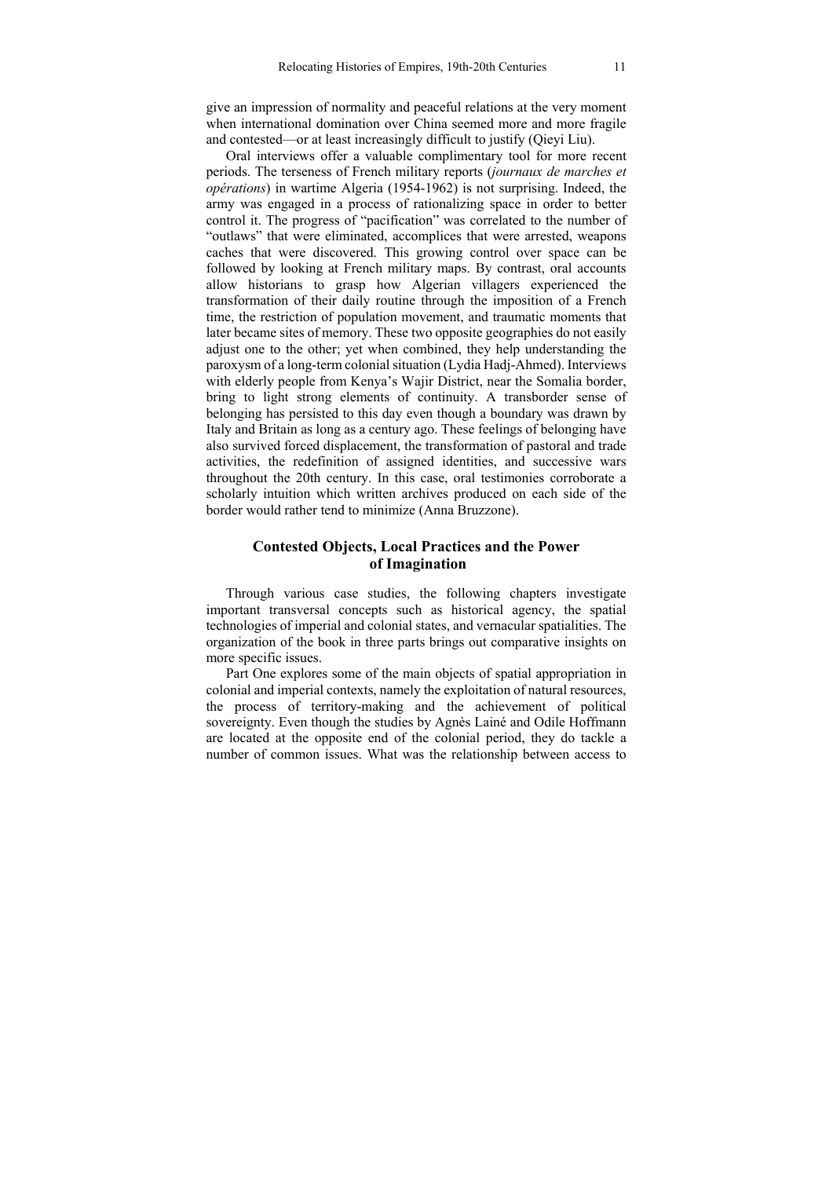give an impression of normality and peaceful relations at the very moment when international domination over China seemed more and more fragile and contested—or at least increasingly difficult to justify (Qieyi Liu).

Oral interviews offer a valuable complimentary tool for more recent periods. The terseness of French military reports (*journaux de marches et opérations*) in wartime Algeria (1954-1962) is not surprising. Indeed, the army was engaged in a process of rationalizing space in order to better control it. The progress of "pacification" was correlated to the number of "outlaws" that were eliminated, accomplices that were arrested, weapons caches that were discovered. This growing control over space can be followed by looking at French military maps. By contrast, oral accounts allow historians to grasp how Algerian villagers experienced the transformation of their daily routine through the imposition of a French time, the restriction of population movement, and traumatic moments that later became sites of memory. These two opposite geographies do not easily adjust one to the other; yet when combined, they help understanding the paroxysm of a long-term colonial situation (Lydia Hadj-Ahmed). Interviews with elderly people from Kenya's Wajir District, near the Somalia border, bring to light strong elements of continuity. A transborder sense of belonging has persisted to this day even though a boundary was drawn by Italy and Britain as long as a century ago. These feelings of belonging have also survived forced displacement, the transformation of pastoral and trade activities, the redefinition of assigned identities, and successive wars throughout the 20th century. In this case, oral testimonies corroborate a scholarly intuition which written archives produced on each side of the border would rather tend to minimize (Anna Bruzzone).

## Contested Objects, Local Practices and the Power of Imagination

Through various case studies, the following chapters investigate important transversal concepts such as historical agency, the spatial technologies of imperial and colonial states, and vernacular spatialities. The organization of the book in three parts brings out comparative insights on more specific issues.

Part One explores some of the main objects of spatial appropriation in colonial and imperial contexts, namely the exploitation of natural resources, the process of territory-making and the achievement of political sovereignty. Even though the studies by Agnès Lainé and Odile Hoffmann are located at the opposite end of the colonial period, they do tackle a number of common issues. What was the relationship between access to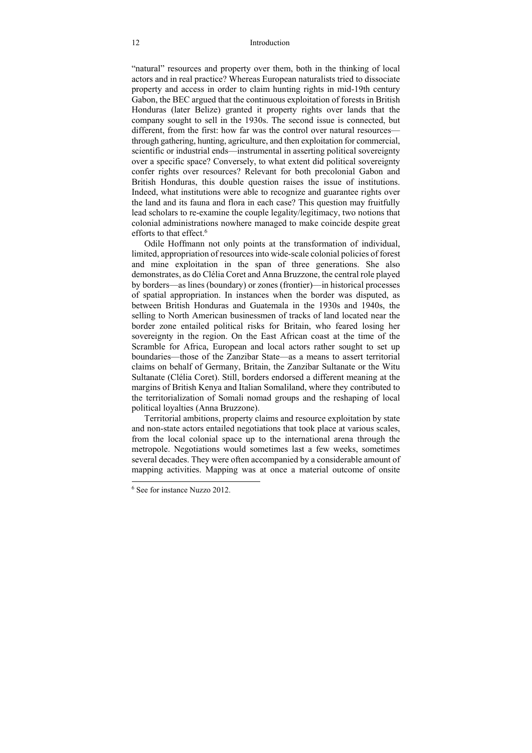"natural" resources and property over them, both in the thinking of local actors and in real practice? Whereas European naturalists tried to dissociate property and access in order to claim hunting rights in mid-19th century Gabon, the BEC argued that the continuous exploitation of forests in British Honduras (later Belize) granted it property rights over lands that the company sought to sell in the 1930s. The second issue is connected, but different, from the first: how far was the control over natural resources—through gathering, hunting, agriculture, and then exploitation for commercial, scientific or industrial ends—instrumental in asserting political sovereignty over a specific space? Conversely, to what extent did political sovereignty confer rights over resources? Relevant for both precolonial Gabon and British Honduras, this double question raises the issue of institutions. Indeed, what institutions were able to recognize and guarantee rights over the land and its fauna and flora in each case? This question may fruitfully lead scholars to re-examine the couple legality/legitimacy, two notions that colonial administrations nowhere managed to make coincide despite great efforts to that effect.[6]

Odile Hoffmann not only points at the transformation of individual, limited, appropriation of resources into wide-scale colonial policies of forest and mine exploitation in the span of three generations. She also demonstrates, as do Clélia Coret and Anna Bruzzone, the central role played by borders—as lines (boundary) or zones (frontier)—in historical processes of spatial appropriation. In instances when the border was disputed, as between British Honduras and Guatemala in the 1930s and 1940s, the selling to North American businessmen of tracks of land located near the border zone entailed political risks for Britain, who feared losing her sovereignty in the region. On the East African coast at the time of the Scramble for Africa, European and local actors rather sought to set up boundaries—those of the Zanzibar State—as a means to assert territorial claims on behalf of Germany, Britain, the Zanzibar Sultanate or the Witu Sultanate (Clélia Coret). Still, borders endorsed a different meaning at the margins of British Kenya and Italian Somaliland, where they contributed to the territorialization of Somali nomad groups and the reshaping of local political loyalties (Anna Bruzzone).

Territorial ambitions, property claims and resource exploitation by state and non-state actors entailed negotiations that took place at various scales, from the local colonial space up to the international arena through the metropole. Negotiations would sometimes last a few weeks, sometimes several decades. They were often accompanied by a considerable amount of mapping activities. Mapping was at once a material outcome of onsite

[6] See for instance Nuzzo 2012.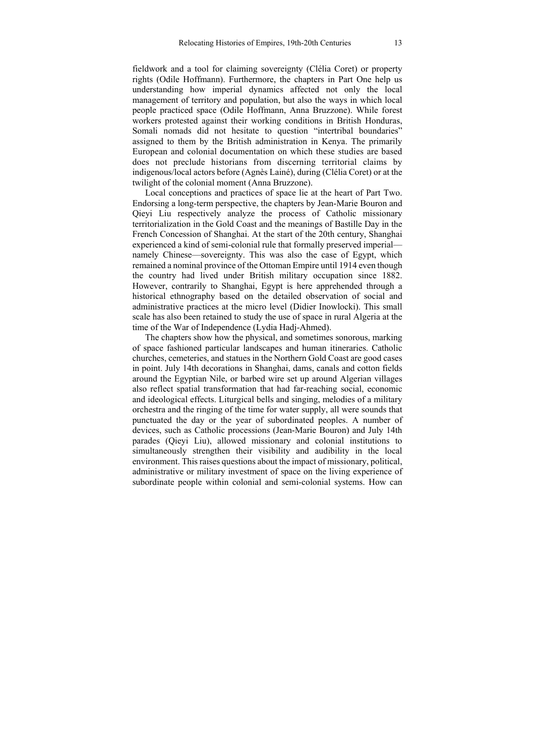fieldwork and a tool for claiming sovereignty (Clélia Coret) or property rights (Odile Hoffmann). Furthermore, the chapters in Part One help us understanding how imperial dynamics affected not only the local management of territory and population, but also the ways in which local people practiced space (Odile Hoffmann, Anna Bruzzone). While forest workers protested against their working conditions in British Honduras, Somali nomads did not hesitate to question "intertribal boundaries" assigned to them by the British administration in Kenya. The primarily European and colonial documentation on which these studies are based does not preclude historians from discerning territorial claims by indigenous/local actors before (Agnès Lainé), during (Clélia Coret) or at the twilight of the colonial moment (Anna Bruzzone).

Local conceptions and practices of space lie at the heart of Part Two. Endorsing a long-term perspective, the chapters by Jean-Marie Bouron and Qieyi Liu respectively analyze the process of Catholic missionary territorialization in the Gold Coast and the meanings of Bastille Day in the French Concession of Shanghai. At the start of the 20th century, Shanghai experienced a kind of semi-colonial rule that formally preserved imperial—namely Chinese—sovereignty. This was also the case of Egypt, which remained a nominal province of the Ottoman Empire until 1914 even though the country had lived under British military occupation since 1882. However, contrarily to Shanghai, Egypt is here apprehended through a historical ethnography based on the detailed observation of social and administrative practices at the micro level (Didier Inowlocki). This small scale has also been retained to study the use of space in rural Algeria at the time of the War of Independence (Lydia Hadj-Ahmed).

The chapters show how the physical, and sometimes sonorous, marking of space fashioned particular landscapes and human itineraries. Catholic churches, cemeteries, and statues in the Northern Gold Coast are good cases in point. July 14th decorations in Shanghai, dams, canals and cotton fields around the Egyptian Nile, or barbed wire set up around Algerian villages also reflect spatial transformation that had far-reaching social, economic and ideological effects. Liturgical bells and singing, melodies of a military orchestra and the ringing of the time for water supply, all were sounds that punctuated the day or the year of subordinated peoples. A number of devices, such as Catholic processions (Jean-Marie Bouron) and July 14th parades (Qieyi Liu), allowed missionary and colonial institutions to simultaneously strengthen their visibility and audibility in the local environment. This raises questions about the impact of missionary, political, administrative or military investment of space on the living experience of subordinate people within colonial and semi-colonial systems. How can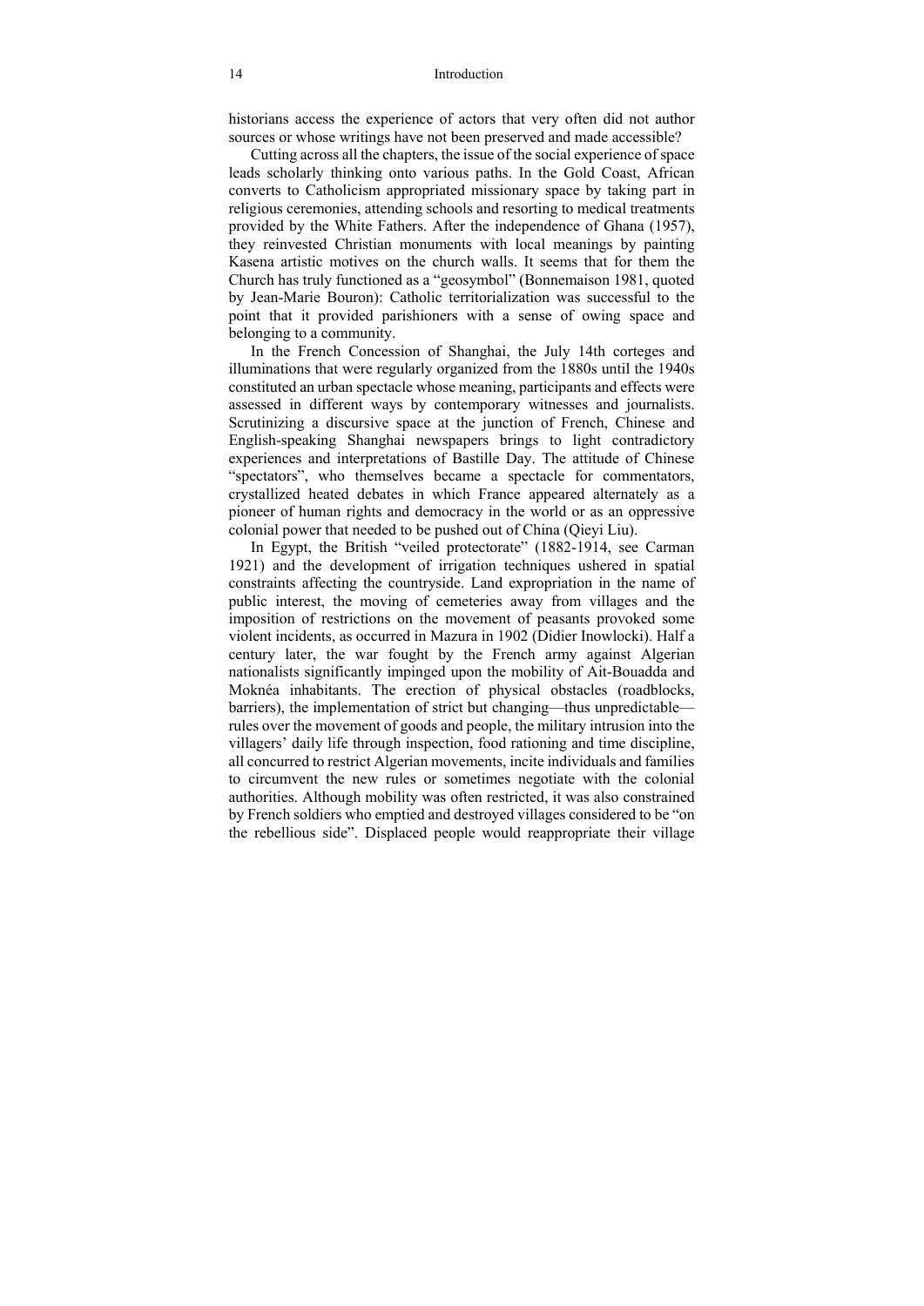historians access the experience of actors that very often did not author sources or whose writings have not been preserved and made accessible?

Cutting across all the chapters, the issue of the social experience of space leads scholarly thinking onto various paths. In the Gold Coast, African converts to Catholicism appropriated missionary space by taking part in religious ceremonies, attending schools and resorting to medical treatments provided by the White Fathers. After the independence of Ghana (1957), they reinvested Christian monuments with local meanings by painting Kasena artistic motives on the church walls. It seems that for them the Church has truly functioned as a "geosymbol" (Bonnemaison 1981, quoted by Jean-Marie Bouron): Catholic territorialization was successful to the point that it provided parishioners with a sense of owing space and belonging to a community.

In the French Concession of Shanghai, the July 14th corteges and illuminations that were regularly organized from the 1880s until the 1940s constituted an urban spectacle whose meaning, participants and effects were assessed in different ways by contemporary witnesses and journalists. Scrutinizing a discursive space at the junction of French, Chinese and English-speaking Shanghai newspapers brings to light contradictory experiences and interpretations of Bastille Day. The attitude of Chinese "spectators", who themselves became a spectacle for commentators, crystallized heated debates in which France appeared alternately as a pioneer of human rights and democracy in the world or as an oppressive colonial power that needed to be pushed out of China (Qieyi Liu).

In Egypt, the British "veiled protectorate" (1882-1914, see Carman 1921) and the development of irrigation techniques ushered in spatial constraints affecting the countryside. Land expropriation in the name of public interest, the moving of cemeteries away from villages and the imposition of restrictions on the movement of peasants provoked some violent incidents, as occurred in Mazura in 1902 (Didier Inowlocki). Half a century later, the war fought by the French army against Algerian nationalists significantly impinged upon the mobility of Ait-Bouadda and Moknéa inhabitants. The erection of physical obstacles (roadblocks, barriers), the implementation of strict but changing—thus unpredictable—rules over the movement of goods and people, the military intrusion into the villagers' daily life through inspection, food rationing and time discipline, all concurred to restrict Algerian movements, incite individuals and families to circumvent the new rules or sometimes negotiate with the colonial authorities. Although mobility was often restricted, it was also constrained by French soldiers who emptied and destroyed villages considered to be "on the rebellious side". Displaced people would reappropriate their village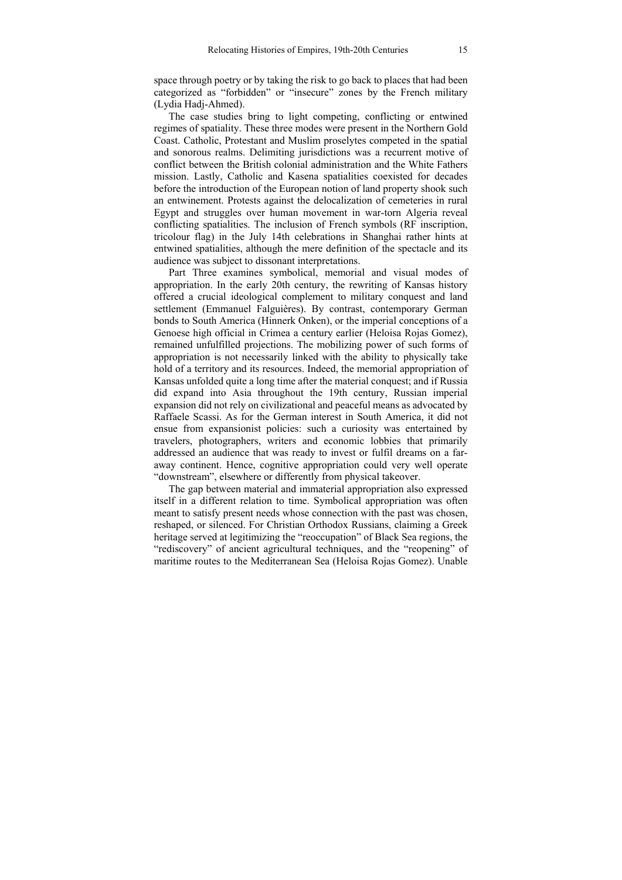space through poetry or by taking the risk to go back to places that had been categorized as "forbidden" or "insecure" zones by the French military (Lydia Hadj-Ahmed).

The case studies bring to light competing, conflicting or entwined regimes of spatiality. These three modes were present in the Northern Gold Coast. Catholic, Protestant and Muslim proselytes competed in the spatial and sonorous realms. Delimiting jurisdictions was a recurrent motive of conflict between the British colonial administration and the White Fathers mission. Lastly, Catholic and Kasena spatialities coexisted for decades before the introduction of the European notion of land property shook such an entwinement. Protests against the delocalization of cemeteries in rural Egypt and struggles over human movement in war-torn Algeria reveal conflicting spatialities. The inclusion of French symbols (RF inscription, tricolour flag) in the July 14th celebrations in Shanghai rather hints at entwined spatialities, although the mere definition of the spectacle and its audience was subject to dissonant interpretations.

Part Three examines symbolical, memorial and visual modes of appropriation. In the early 20th century, the rewriting of Kansas history offered a crucial ideological complement to military conquest and land settlement (Emmanuel Falguières). By contrast, contemporary German bonds to South America (Hinnerk Onken), or the imperial conceptions of a Genoese high official in Crimea a century earlier (Heloisa Rojas Gomez), remained unfulfilled projections. The mobilizing power of such forms of appropriation is not necessarily linked with the ability to physically take hold of a territory and its resources. Indeed, the memorial appropriation of Kansas unfolded quite a long time after the material conquest; and if Russia did expand into Asia throughout the 19th century, Russian imperial expansion did not rely on civilizational and peaceful means as advocated by Raffaele Scassi. As for the German interest in South America, it did not ensue from expansionist policies: such a curiosity was entertained by travelers, photographers, writers and economic lobbies that primarily addressed an audience that was ready to invest or fulfil dreams on a far-away continent. Hence, cognitive appropriation could very well operate "downstream", elsewhere or differently from physical takeover.

The gap between material and immaterial appropriation also expressed itself in a different relation to time. Symbolical appropriation was often meant to satisfy present needs whose connection with the past was chosen, reshaped, or silenced. For Christian Orthodox Russians, claiming a Greek heritage served at legitimizing the "reoccupation" of Black Sea regions, the "rediscovery" of ancient agricultural techniques, and the "reopening" of maritime routes to the Mediterranean Sea (Heloisa Rojas Gomez). Unable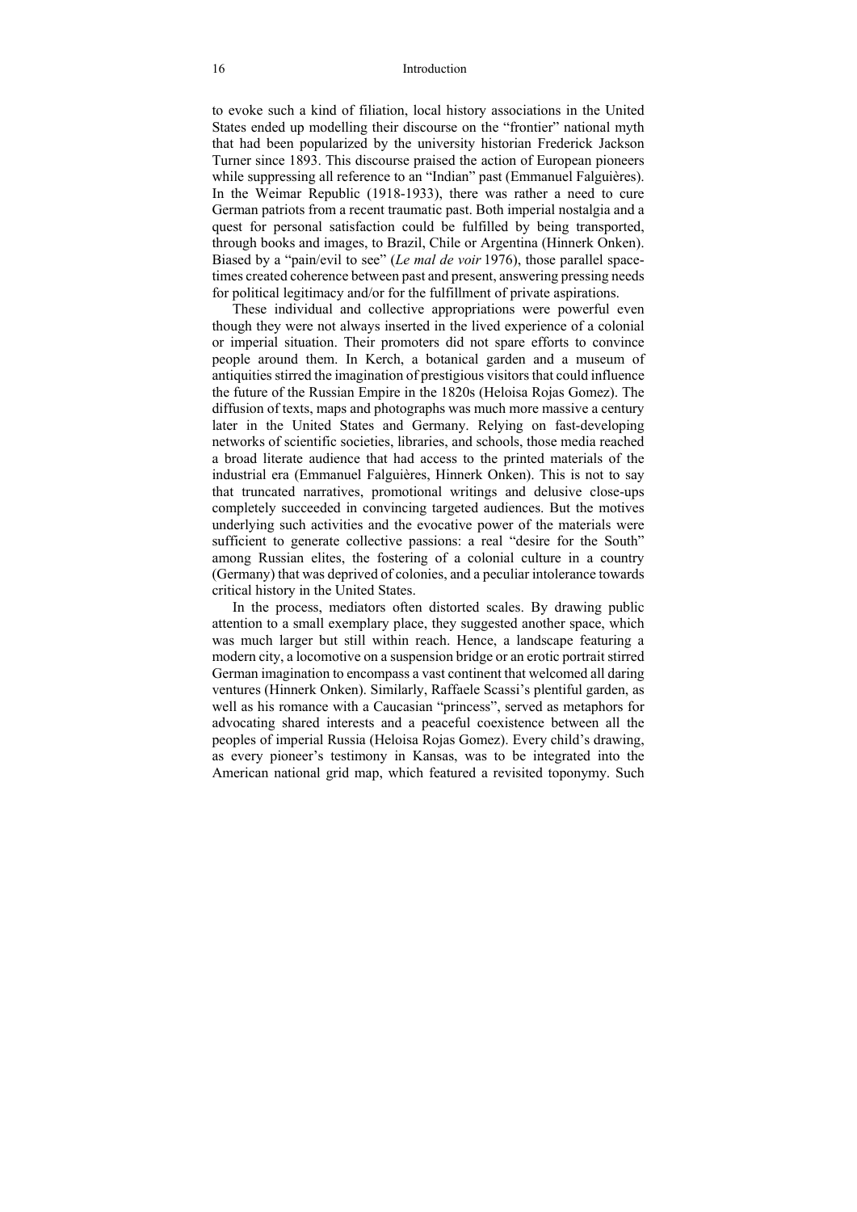to evoke such a kind of filiation, local history associations in the United States ended up modelling their discourse on the "frontier" national myth that had been popularized by the university historian Frederick Jackson Turner since 1893. This discourse praised the action of European pioneers while suppressing all reference to an "Indian" past (Emmanuel Falguières). In the Weimar Republic (1918-1933), there was rather a need to cure German patriots from a recent traumatic past. Both imperial nostalgia and a quest for personal satisfaction could be fulfilled by being transported, through books and images, to Brazil, Chile or Argentina (Hinnerk Onken). Biased by a "pain/evil to see" (*Le mal de voir* 1976), those parallel space-times created coherence between past and present, answering pressing needs for political legitimacy and/or for the fulfillment of private aspirations.

These individual and collective appropriations were powerful even though they were not always inserted in the lived experience of a colonial or imperial situation. Their promoters did not spare efforts to convince people around them. In Kerch, a botanical garden and a museum of antiquities stirred the imagination of prestigious visitors that could influence the future of the Russian Empire in the 1820s (Heloisa Rojas Gomez). The diffusion of texts, maps and photographs was much more massive a century later in the United States and Germany. Relying on fast-developing networks of scientific societies, libraries, and schools, those media reached a broad literate audience that had access to the printed materials of the industrial era (Emmanuel Falguières, Hinnerk Onken). This is not to say that truncated narratives, promotional writings and delusive close-ups completely succeeded in convincing targeted audiences. But the motives underlying such activities and the evocative power of the materials were sufficient to generate collective passions: a real "desire for the South" among Russian elites, the fostering of a colonial culture in a country (Germany) that was deprived of colonies, and a peculiar intolerance towards critical history in the United States.

In the process, mediators often distorted scales. By drawing public attention to a small exemplary place, they suggested another space, which was much larger but still within reach. Hence, a landscape featuring a modern city, a locomotive on a suspension bridge or an erotic portrait stirred German imagination to encompass a vast continent that welcomed all daring ventures (Hinnerk Onken). Similarly, Raffaele Scassi's plentiful garden, as well as his romance with a Caucasian "princess", served as metaphors for advocating shared interests and a peaceful coexistence between all the peoples of imperial Russia (Heloisa Rojas Gomez). Every child's drawing, as every pioneer's testimony in Kansas, was to be integrated into the American national grid map, which featured a revisited toponymy. Such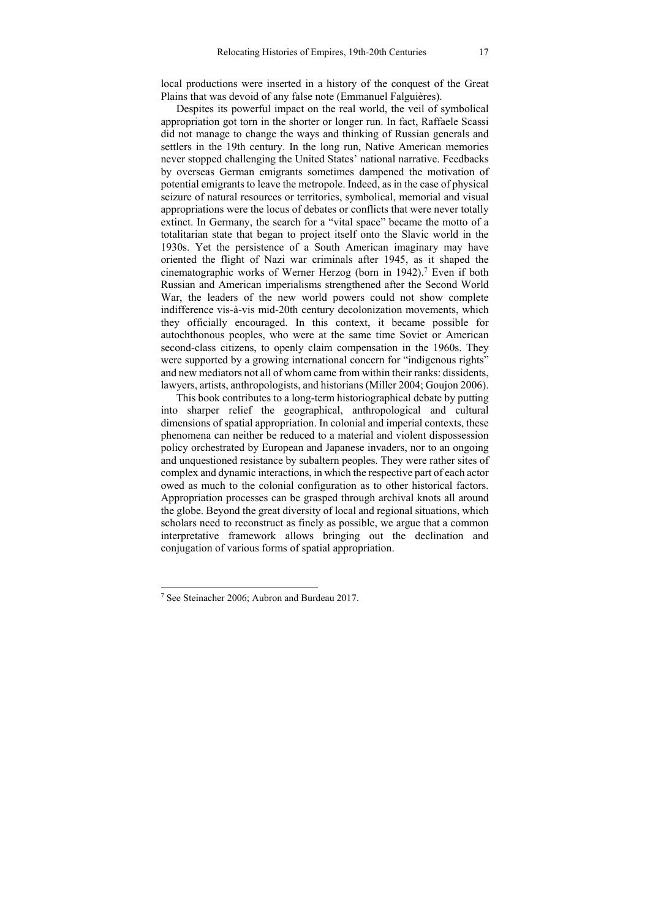local productions were inserted in a history of the conquest of the Great Plains that was devoid of any false note (Emmanuel Falguières).

Despites its powerful impact on the real world, the veil of symbolical appropriation got torn in the shorter or longer run. In fact, Raffaele Scassi did not manage to change the ways and thinking of Russian generals and settlers in the 19th century. In the long run, Native American memories never stopped challenging the United States' national narrative. Feedbacks by overseas German emigrants sometimes dampened the motivation of potential emigrants to leave the metropole. Indeed, as in the case of physical seizure of natural resources or territories, symbolical, memorial and visual appropriations were the locus of debates or conflicts that were never totally extinct. In Germany, the search for a "vital space" became the motto of a totalitarian state that began to project itself onto the Slavic world in the 1930s. Yet the persistence of a South American imaginary may have oriented the flight of Nazi war criminals after 1945, as it shaped the cinematographic works of Werner Herzog (born in 1942).[7] Even if both Russian and American imperialisms strengthened after the Second World War, the leaders of the new world powers could not show complete indifference vis-à-vis mid-20th century decolonization movements, which they officially encouraged. In this context, it became possible for autochthonous peoples, who were at the same time Soviet or American second-class citizens, to openly claim compensation in the 1960s. They were supported by a growing international concern for "indigenous rights" and new mediators not all of whom came from within their ranks: dissidents, lawyers, artists, anthropologists, and historians (Miller 2004; Goujon 2006).

This book contributes to a long-term historiographical debate by putting into sharper relief the geographical, anthropological and cultural dimensions of spatial appropriation. In colonial and imperial contexts, these phenomena can neither be reduced to a material and violent dispossession policy orchestrated by European and Japanese invaders, nor to an ongoing and unquestioned resistance by subaltern peoples. They were rather sites of complex and dynamic interactions, in which the respective part of each actor owed as much to the colonial configuration as to other historical factors. Appropriation processes can be grasped through archival knots all around the globe. Beyond the great diversity of local and regional situations, which scholars need to reconstruct as finely as possible, we argue that a common interpretative framework allows bringing out the declination and conjugation of various forms of spatial appropriation.

[7] See Steinacher 2006; Aubron and Burdeau 2017.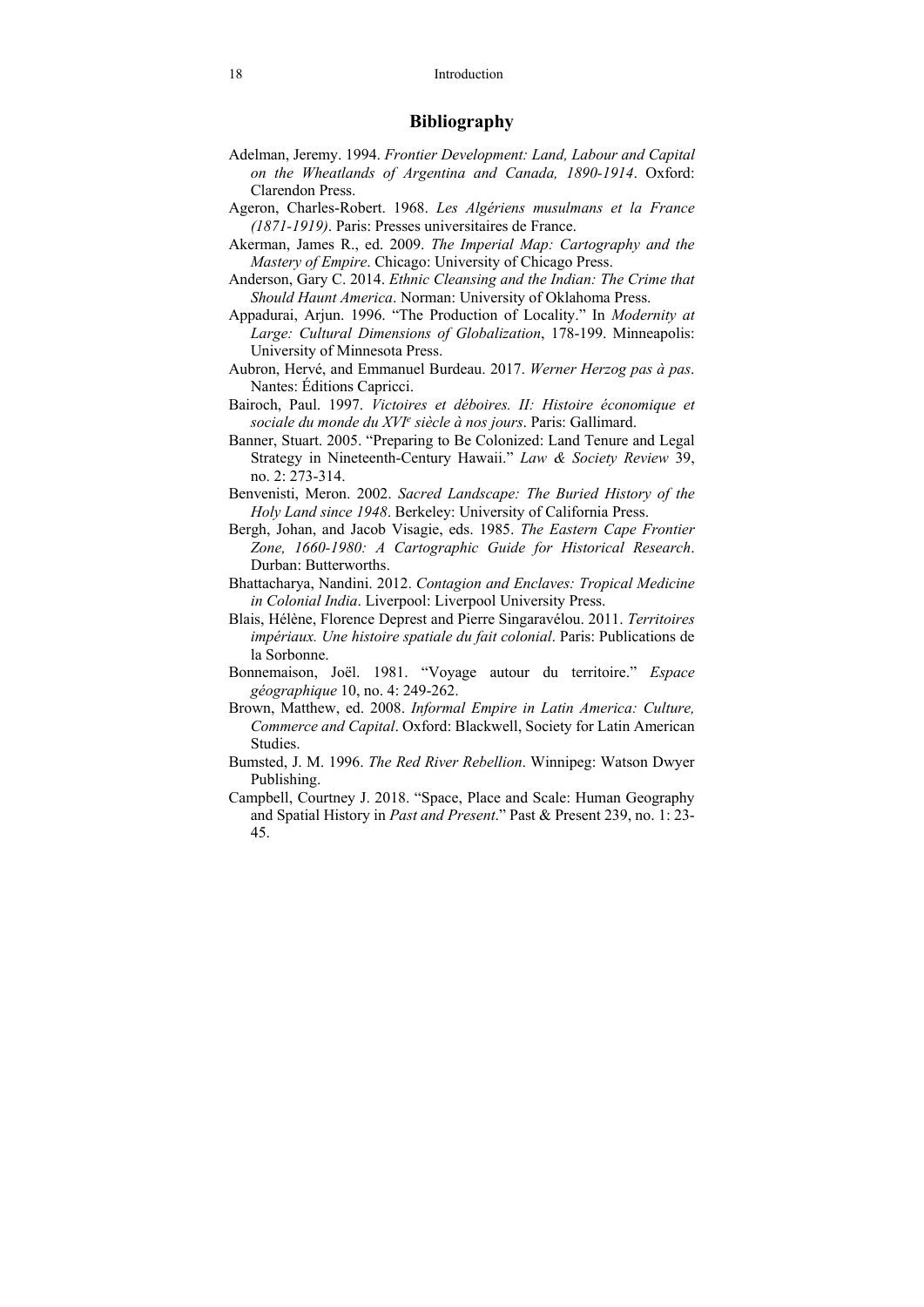## Bibliography

Adelman, Jeremy. 1994. *Frontier Development: Land, Labour and Capital on the Wheatlands of Argentina and Canada, 1890-1914*. Oxford: Clarendon Press.

Ageron, Charles-Robert. 1968. *Les Algériens musulmans et la France (1871-1919)*. Paris: Presses universitaires de France.

Akerman, James R., ed. 2009. *The Imperial Map: Cartography and the Mastery of Empire*. Chicago: University of Chicago Press.

Anderson, Gary C. 2014. *Ethnic Cleansing and the Indian: The Crime that Should Haunt America*. Norman: University of Oklahoma Press.

Appadurai, Arjun. 1996. "The Production of Locality." In *Modernity at Large: Cultural Dimensions of Globalization*, 178-199. Minneapolis: University of Minnesota Press.

Aubron, Hervé, and Emmanuel Burdeau. 2017. *Werner Herzog pas à pas*. Nantes: Éditions Capricci.

Bairoch, Paul. 1997. *Victoires et déboires. II: Histoire économique et sociale du monde du XVI^e siècle à nos jours*. Paris: Gallimard.

Banner, Stuart. 2005. "Preparing to Be Colonized: Land Tenure and Legal Strategy in Nineteenth-Century Hawaii." *Law & Society Review* 39, no. 2: 273-314.

Benvenisti, Meron. 2002. *Sacred Landscape: The Buried History of the Holy Land since 1948*. Berkeley: University of California Press.

Bergh, Johan, and Jacob Visagie, eds. 1985. *The Eastern Cape Frontier Zone, 1660-1980: A Cartographic Guide for Historical Research*. Durban: Butterworths.

Bhattacharya, Nandini. 2012. *Contagion and Enclaves: Tropical Medicine in Colonial India*. Liverpool: Liverpool University Press.

Blais, Hélène, Florence Deprest and Pierre Singaravélou. 2011. *Territoires impériaux. Une histoire spatiale du fait colonial*. Paris: Publications de la Sorbonne.

Bonnemaison, Joël. 1981. "Voyage autour du territoire." *Espace géographique* 10, no. 4: 249-262.

Brown, Matthew, ed. 2008. *Informal Empire in Latin America: Culture, Commerce and Capital*. Oxford: Blackwell, Society for Latin American Studies.

Bumsted, J. M. 1996. *The Red River Rebellion*. Winnipeg: Watson Dwyer Publishing.

Campbell, Courtney J. 2018. "Space, Place and Scale: Human Geography and Spatial History in *Past and Present*." Past & Present 239, no. 1: 23-45.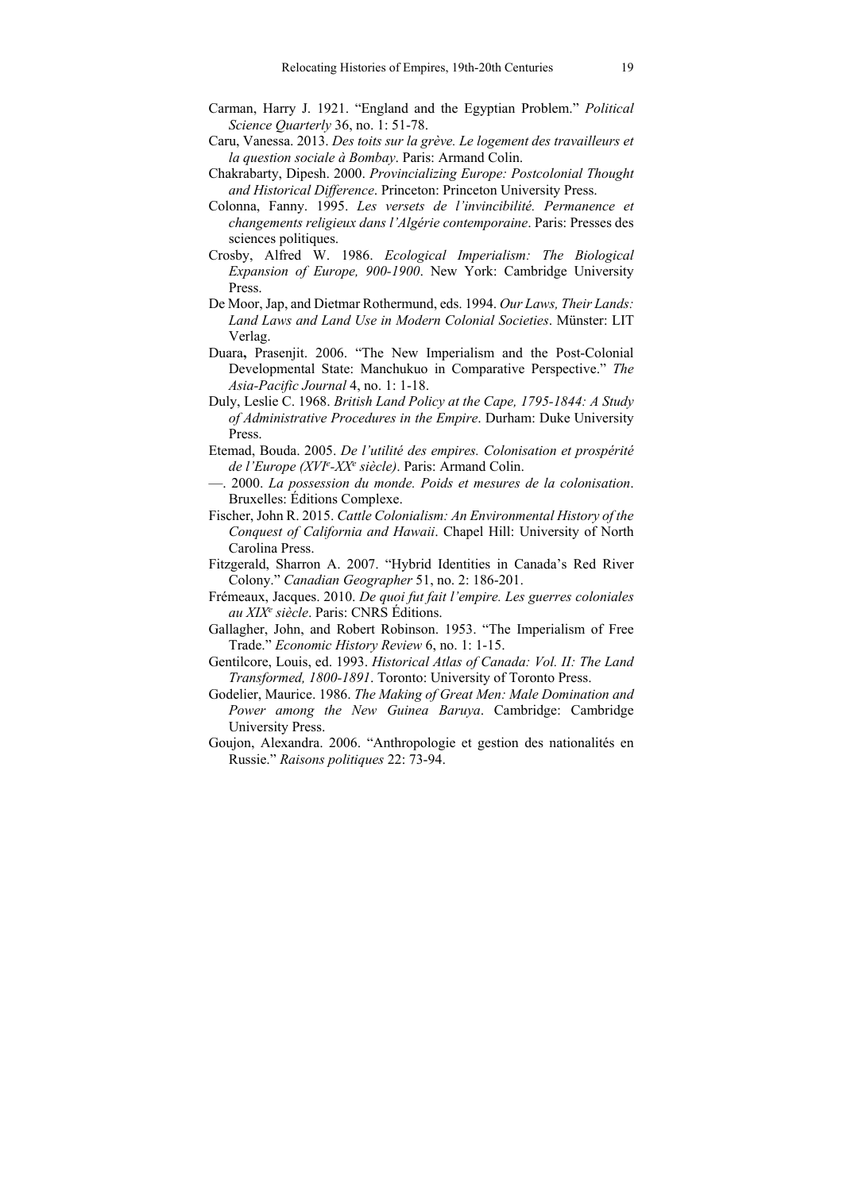Carman, Harry J. 1921. "England and the Egyptian Problem." *Political Science Quarterly* 36, no. 1: 51-78.

Caru, Vanessa. 2013. *Des toits sur la grève. Le logement des travailleurs et la question sociale à Bombay*. Paris: Armand Colin.

Chakrabarty, Dipesh. 2000. *Provincializing Europe: Postcolonial Thought and Historical Difference*. Princeton: Princeton University Press.

Colonna, Fanny. 1995. *Les versets de l'invincibilité. Permanence et changements religieux dans l'Algérie contemporaine*. Paris: Presses des sciences politiques.

Crosby, Alfred W. 1986. *Ecological Imperialism: The Biological Expansion of Europe, 900-1900*. New York: Cambridge University Press.

De Moor, Jap, and Dietmar Rothermund, eds. 1994. *Our Laws, Their Lands: Land Laws and Land Use in Modern Colonial Societies*. Münster: LIT Verlag.

Duara, Prasenjit. 2006. "The New Imperialism and the Post-Colonial Developmental State: Manchukuo in Comparative Perspective." *The Asia-Pacific Journal* 4, no. 1: 1-18.

Duly, Leslie C. 1968. *British Land Policy at the Cape, 1795-1844: A Study of Administrative Procedures in the Empire*. Durham: Duke University Press.

Etemad, Bouda. 2005. *De l'utilité des empires. Colonisation et prospérité de l'Europe (XVIe-XXe siècle)*. Paris: Armand Colin.

—. 2000. *La possession du monde. Poids et mesures de la colonisation*. Bruxelles: Éditions Complexe.

Fischer, John R. 2015. *Cattle Colonialism: An Environmental History of the Conquest of California and Hawaii*. Chapel Hill: University of North Carolina Press.

Fitzgerald, Sharron A. 2007. "Hybrid Identities in Canada's Red River Colony." *Canadian Geographer* 51, no. 2: 186-201.

Frémeaux, Jacques. 2010. *De quoi fut fait l'empire. Les guerres coloniales au XIXe siècle*. Paris: CNRS Éditions.

Gallagher, John, and Robert Robinson. 1953. "The Imperialism of Free Trade." *Economic History Review* 6, no. 1: 1-15.

Gentilcore, Louis, ed. 1993. *Historical Atlas of Canada: Vol. II: The Land Transformed, 1800-1891*. Toronto: University of Toronto Press.

Godelier, Maurice. 1986. *The Making of Great Men: Male Domination and Power among the New Guinea Baruya*. Cambridge: Cambridge University Press.

Goujon, Alexandra. 2006. "Anthropologie et gestion des nationalités en Russie." *Raisons politiques* 22: 73-94.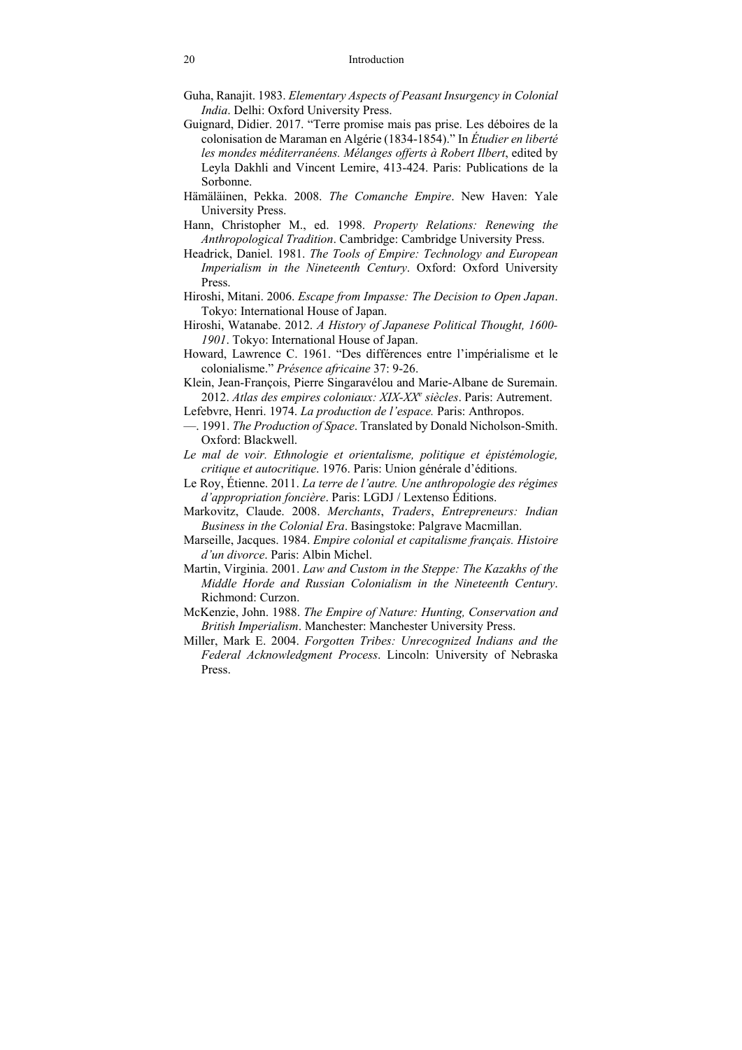Guha, Ranajit. 1983. *Elementary Aspects of Peasant Insurgency in Colonial India*. Delhi: Oxford University Press.

Guignard, Didier. 2017. "Terre promise mais pas prise. Les déboires de la colonisation de Maraman en Algérie (1834-1854)." In *Étudier en liberté les mondes méditerranéens. Mélanges offerts à Robert Ilbert*, edited by Leyla Dakhli and Vincent Lemire, 413-424. Paris: Publications de la Sorbonne.

Hämäläinen, Pekka. 2008. *The Comanche Empire*. New Haven: Yale University Press.

Hann, Christopher M., ed. 1998. *Property Relations: Renewing the Anthropological Tradition*. Cambridge: Cambridge University Press.

Headrick, Daniel. 1981. *The Tools of Empire: Technology and European Imperialism in the Nineteenth Century*. Oxford: Oxford University Press.

Hiroshi, Mitani. 2006. *Escape from Impasse: The Decision to Open Japan*. Tokyo: International House of Japan.

Hiroshi, Watanabe. 2012. *A History of Japanese Political Thought, 1600-1901*. Tokyo: International House of Japan.

Howard, Lawrence C. 1961. "Des différences entre l'impérialisme et le colonialisme." *Présence africaine* 37: 9-26.

Klein, Jean-François, Pierre Singaravélou and Marie-Albane de Suremain. 2012. *Atlas des empires coloniaux: XIX-XX^e^ siècles*. Paris: Autrement.

Lefebvre, Henri. 1974. *La production de l'espace.* Paris: Anthropos.

—. 1991. *The Production of Space*. Translated by Donald Nicholson-Smith. Oxford: Blackwell.

*Le mal de voir. Ethnologie et orientalisme, politique et épistémologie, critique et autocritique*. 1976. Paris: Union générale d'éditions.

Le Roy, Étienne. 2011. *La terre de l'autre. Une anthropologie des régimes d'appropriation foncière*. Paris: LGDJ / Lextenso Éditions.

Markovitz, Claude. 2008. *Merchants*, *Traders*, *Entrepreneurs: Indian Business in the Colonial Era*. Basingstoke: Palgrave Macmillan.

Marseille, Jacques. 1984. *Empire colonial et capitalisme français. Histoire d'un divorce*. Paris: Albin Michel.

Martin, Virginia. 2001. *Law and Custom in the Steppe: The Kazakhs of the Middle Horde and Russian Colonialism in the Nineteenth Century*. Richmond: Curzon.

McKenzie, John. 1988. *The Empire of Nature: Hunting, Conservation and British Imperialism*. Manchester: Manchester University Press.

Miller, Mark E. 2004. *Forgotten Tribes: Unrecognized Indians and the Federal Acknowledgment Process*. Lincoln: University of Nebraska Press.